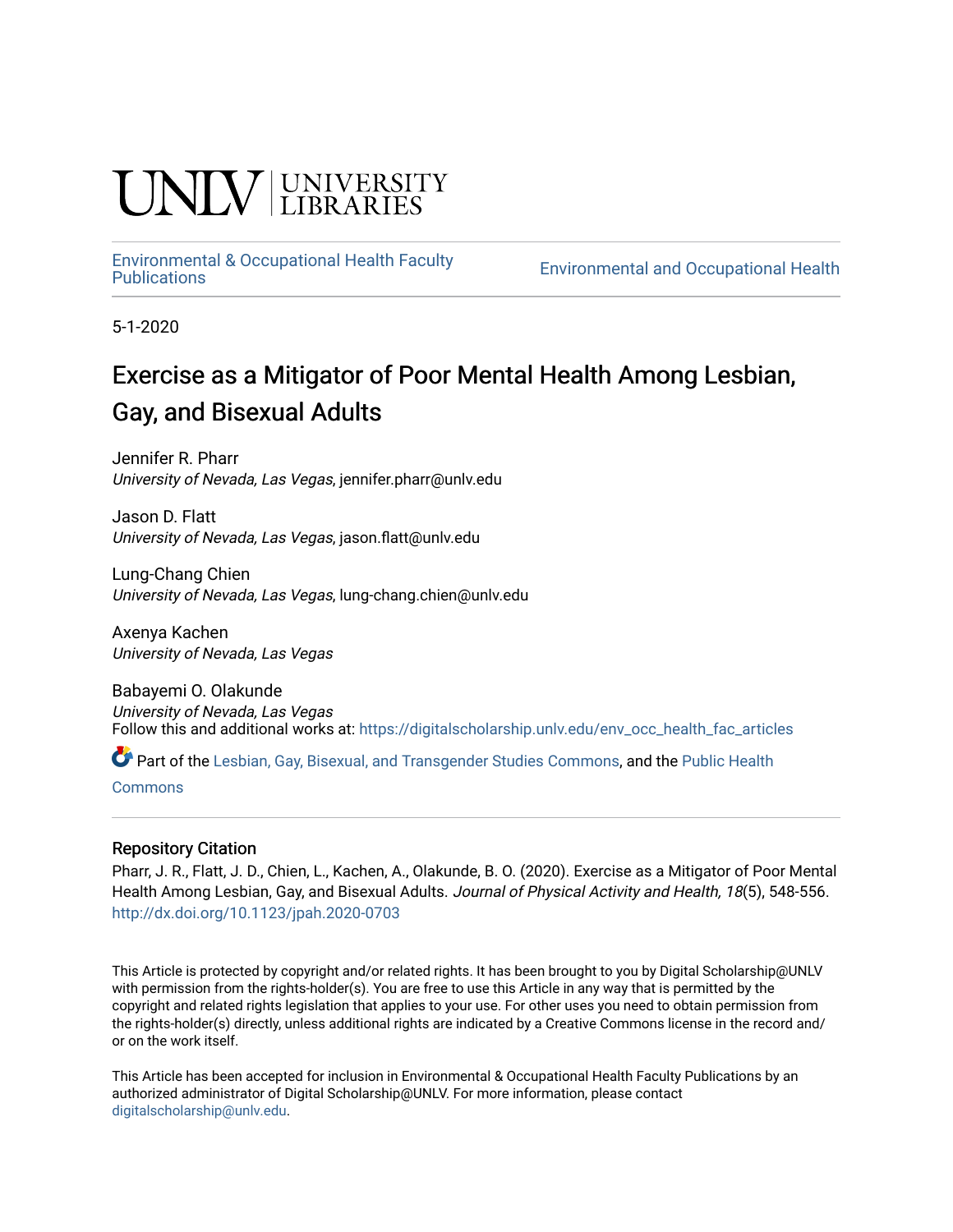UNLV | UNIVERSITY LIBRARIES

Environmental & Occupational Health Faculty Publications

Environmental and Occupational Health

5-1-2020

# Exercise as a Mitigator of Poor Mental Health Among Lesbian, Gay, and Bisexual Adults

Jennifer R. Pharr
*University of Nevada, Las Vegas*, jennifer.pharr@unlv.edu

Jason D. Flatt
*University of Nevada, Las Vegas*, jason.flatt@unlv.edu

Lung-Chang Chien
*University of Nevada, Las Vegas*, lung-chang.chien@unlv.edu

Axenya Kachen
*University of Nevada, Las Vegas*

Babayemi O. Olakunde
*University of Nevada, Las Vegas*

Follow this and additional works at: https://digitalscholarship.unlv.edu/env_occ_health_fac_articles

Part of the Lesbian, Gay, Bisexual, and Transgender Studies Commons, and the Public Health Commons

## Repository Citation

Pharr, J. R., Flatt, J. D., Chien, L., Kachen, A., Olakunde, B. O. (2020). Exercise as a Mitigator of Poor Mental Health Among Lesbian, Gay, and Bisexual Adults. *Journal of Physical Activity and Health, 18*(5), 548-556. http://dx.doi.org/10.1123/jpah.2020-0703

This Article is protected by copyright and/or related rights. It has been brought to you by Digital Scholarship@UNLV with permission from the rights-holder(s). You are free to use this Article in any way that is permitted by the copyright and related rights legislation that applies to your use. For other uses you need to obtain permission from the rights-holder(s) directly, unless additional rights are indicated by a Creative Commons license in the record and/or on the work itself.

This Article has been accepted for inclusion in Environmental & Occupational Health Faculty Publications by an authorized administrator of Digital Scholarship@UNLV. For more information, please contact digitalscholarship@unlv.edu.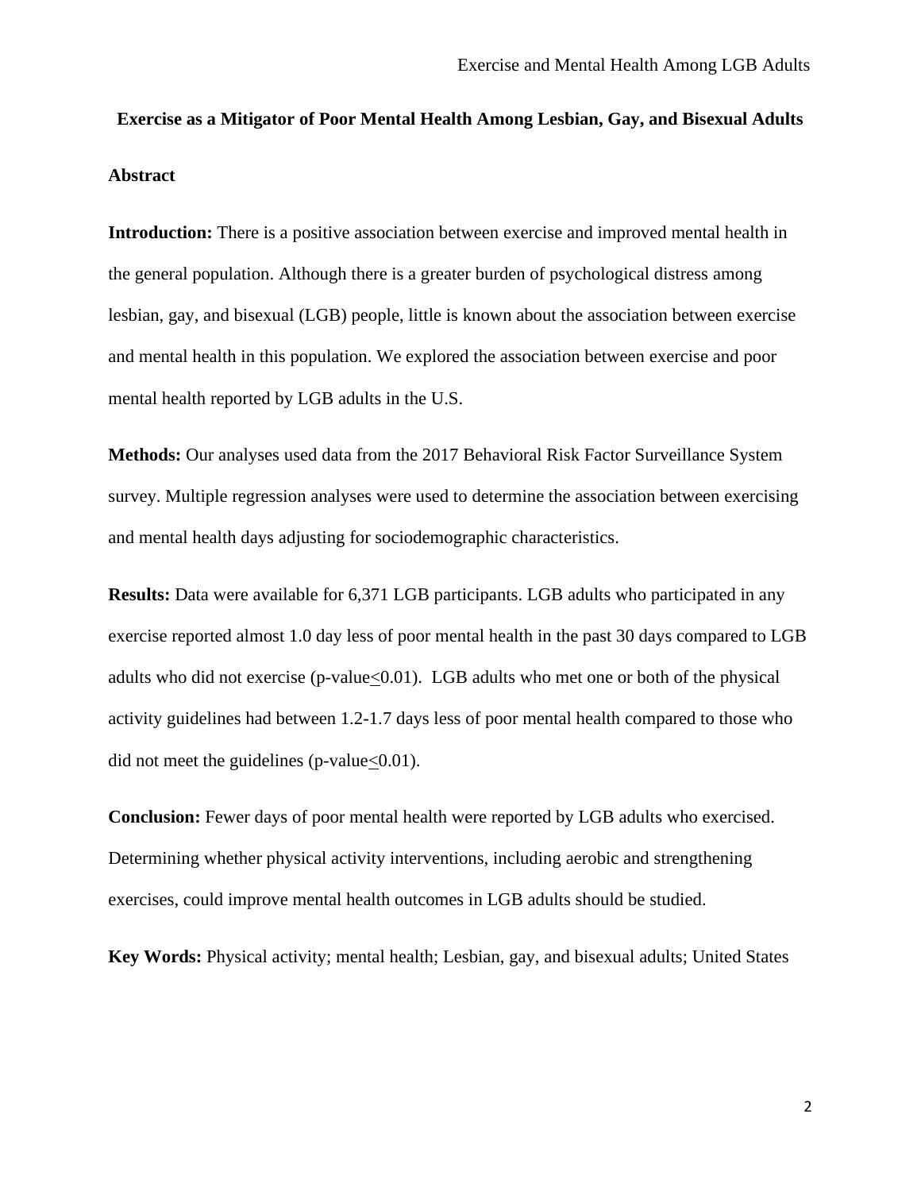# Exercise as a Mitigator of Poor Mental Health Among Lesbian, Gay, and Bisexual Adults

## Abstract

**Introduction:** There is a positive association between exercise and improved mental health in the general population. Although there is a greater burden of psychological distress among lesbian, gay, and bisexual (LGB) people, little is known about the association between exercise and mental health in this population. We explored the association between exercise and poor mental health reported by LGB adults in the U.S.

**Methods:** Our analyses used data from the 2017 Behavioral Risk Factor Surveillance System survey. Multiple regression analyses were used to determine the association between exercising and mental health days adjusting for sociodemographic characteristics.

**Results:** Data were available for 6,371 LGB participants. LGB adults who participated in any exercise reported almost 1.0 day less of poor mental health in the past 30 days compared to LGB adults who did not exercise (p-value$\leq$0.01). LGB adults who met one or both of the physical activity guidelines had between 1.2-1.7 days less of poor mental health compared to those who did not meet the guidelines (p-value$\leq$0.01).

**Conclusion:** Fewer days of poor mental health were reported by LGB adults who exercised. Determining whether physical activity interventions, including aerobic and strengthening exercises, could improve mental health outcomes in LGB adults should be studied.

**Key Words:** Physical activity; mental health; Lesbian, gay, and bisexual adults; United States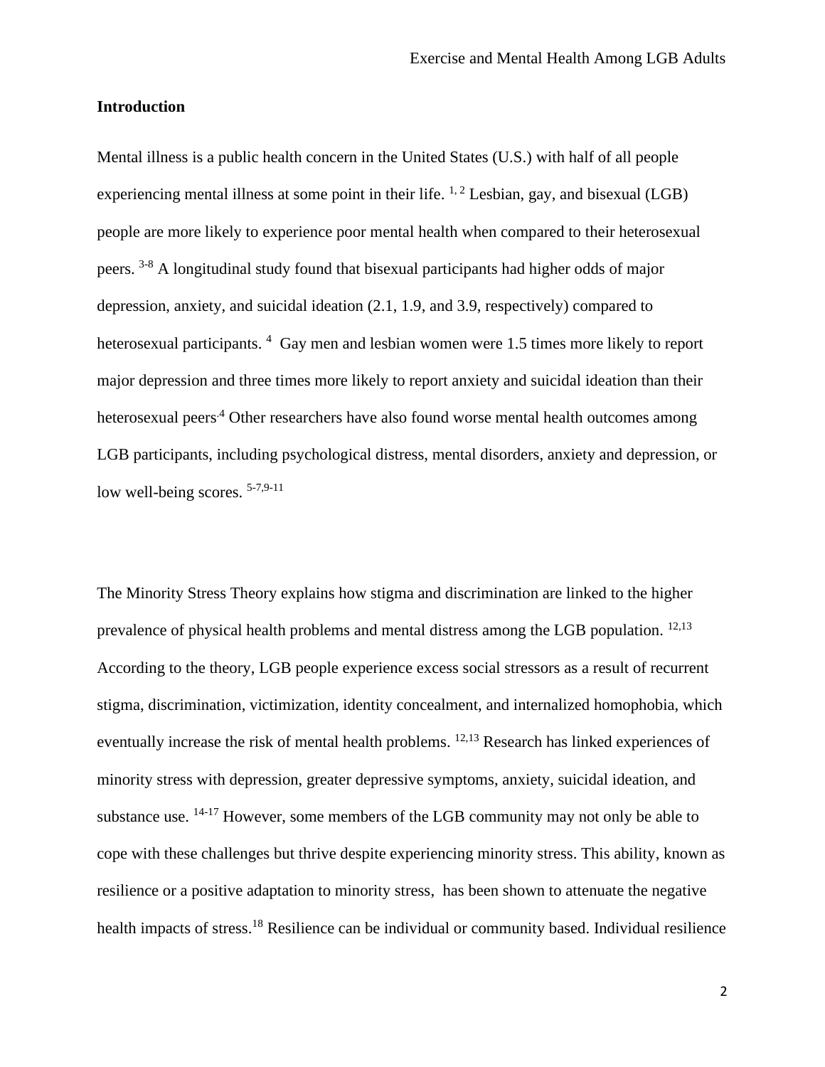## Introduction

Mental illness is a public health concern in the United States (U.S.) with half of all people experiencing mental illness at some point in their life. [1, 2] Lesbian, gay, and bisexual (LGB) people are more likely to experience poor mental health when compared to their heterosexual peers. [3-8] A longitudinal study found that bisexual participants had higher odds of major depression, anxiety, and suicidal ideation (2.1, 1.9, and 3.9, respectively) compared to heterosexual participants. [4] Gay men and lesbian women were 1.5 times more likely to report major depression and three times more likely to report anxiety and suicidal ideation than their heterosexual peers.[4] Other researchers have also found worse mental health outcomes among LGB participants, including psychological distress, mental disorders, anxiety and depression, or low well-being scores. [5-7,9-11]

The Minority Stress Theory explains how stigma and discrimination are linked to the higher prevalence of physical health problems and mental distress among the LGB population. [12,13] According to the theory, LGB people experience excess social stressors as a result of recurrent stigma, discrimination, victimization, identity concealment, and internalized homophobia, which eventually increase the risk of mental health problems. [12,13] Research has linked experiences of minority stress with depression, greater depressive symptoms, anxiety, suicidal ideation, and substance use. [14-17] However, some members of the LGB community may not only be able to cope with these challenges but thrive despite experiencing minority stress. This ability, known as resilience or a positive adaptation to minority stress, has been shown to attenuate the negative health impacts of stress.[18] Resilience can be individual or community based. Individual resilience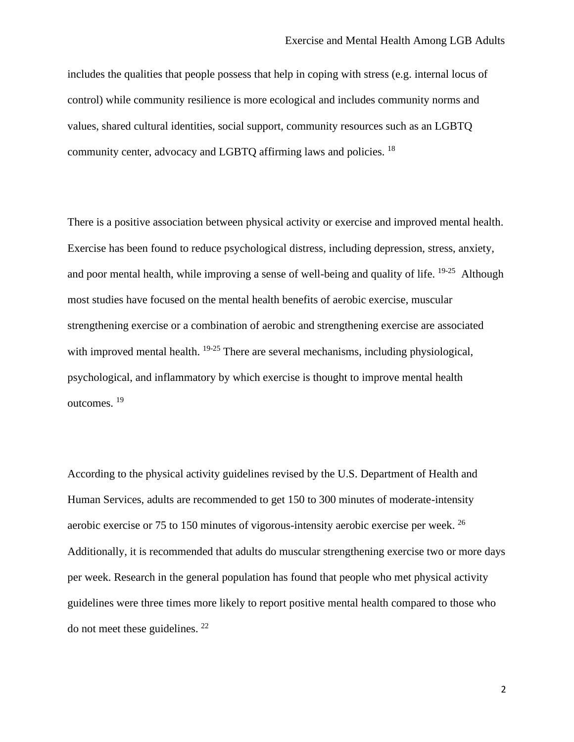includes the qualities that people possess that help in coping with stress (e.g. internal locus of control) while community resilience is more ecological and includes community norms and values, shared cultural identities, social support, community resources such as an LGBTQ community center, advocacy and LGBTQ affirming laws and policies. [18]

There is a positive association between physical activity or exercise and improved mental health. Exercise has been found to reduce psychological distress, including depression, stress, anxiety, and poor mental health, while improving a sense of well-being and quality of life. [19-25] Although most studies have focused on the mental health benefits of aerobic exercise, muscular strengthening exercise or a combination of aerobic and strengthening exercise are associated with improved mental health. [19-25] There are several mechanisms, including physiological, psychological, and inflammatory by which exercise is thought to improve mental health outcomes. [19]

According to the physical activity guidelines revised by the U.S. Department of Health and Human Services, adults are recommended to get 150 to 300 minutes of moderate-intensity aerobic exercise or 75 to 150 minutes of vigorous-intensity aerobic exercise per week. [26] Additionally, it is recommended that adults do muscular strengthening exercise two or more days per week. Research in the general population has found that people who met physical activity guidelines were three times more likely to report positive mental health compared to those who do not meet these guidelines. [22]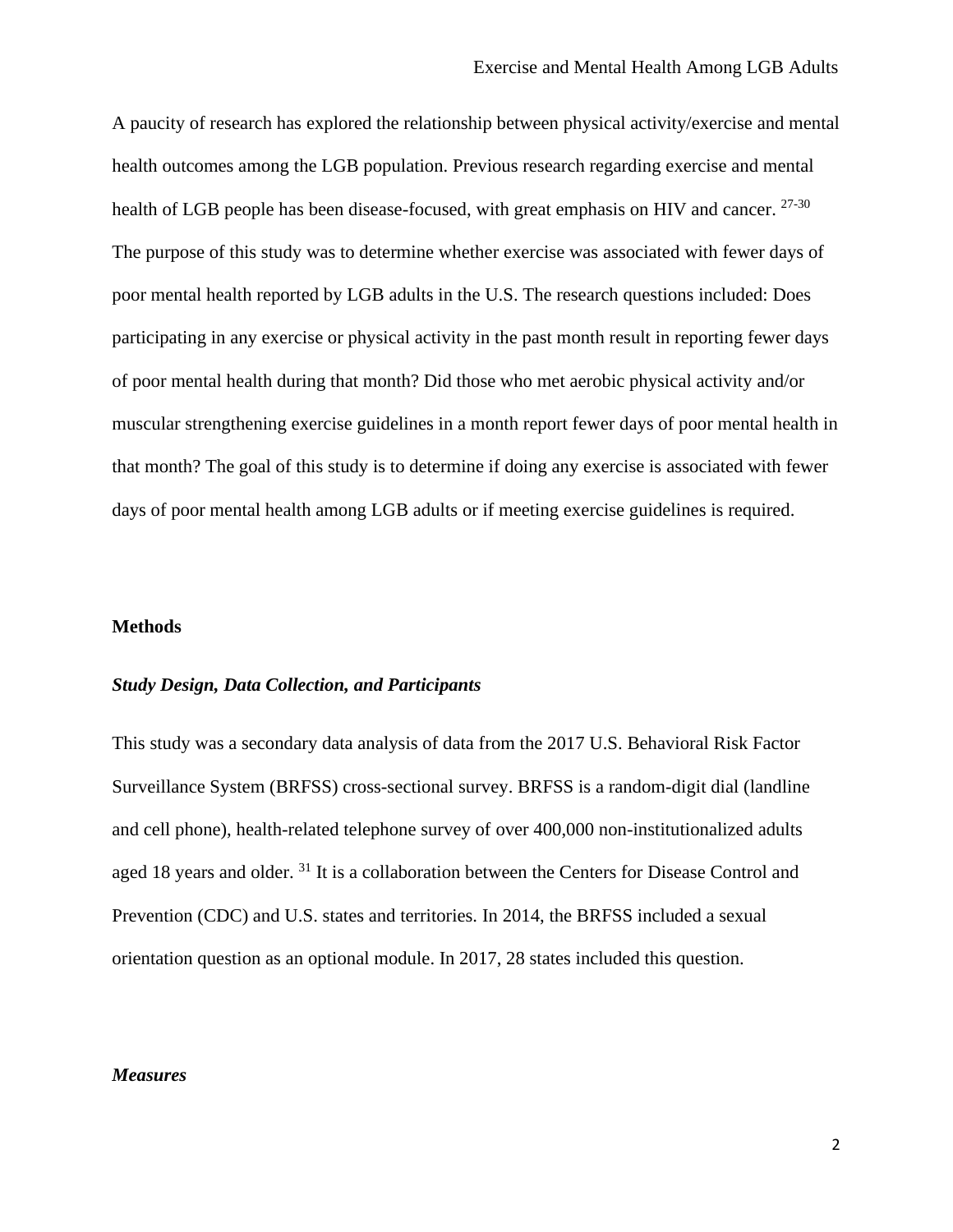A paucity of research has explored the relationship between physical activity/exercise and mental health outcomes among the LGB population. Previous research regarding exercise and mental health of LGB people has been disease-focused, with great emphasis on HIV and cancer. [27-30] The purpose of this study was to determine whether exercise was associated with fewer days of poor mental health reported by LGB adults in the U.S. The research questions included: Does participating in any exercise or physical activity in the past month result in reporting fewer days of poor mental health during that month? Did those who met aerobic physical activity and/or muscular strengthening exercise guidelines in a month report fewer days of poor mental health in that month? The goal of this study is to determine if doing any exercise is associated with fewer days of poor mental health among LGB adults or if meeting exercise guidelines is required.

## Methods

### ***Study Design, Data Collection, and Participants***

This study was a secondary data analysis of data from the 2017 U.S. Behavioral Risk Factor Surveillance System (BRFSS) cross-sectional survey. BRFSS is a random-digit dial (landline and cell phone), health-related telephone survey of over 400,000 non-institutionalized adults aged 18 years and older. [31] It is a collaboration between the Centers for Disease Control and Prevention (CDC) and U.S. states and territories. In 2014, the BRFSS included a sexual orientation question as an optional module. In 2017, 28 states included this question.

### ***Measures***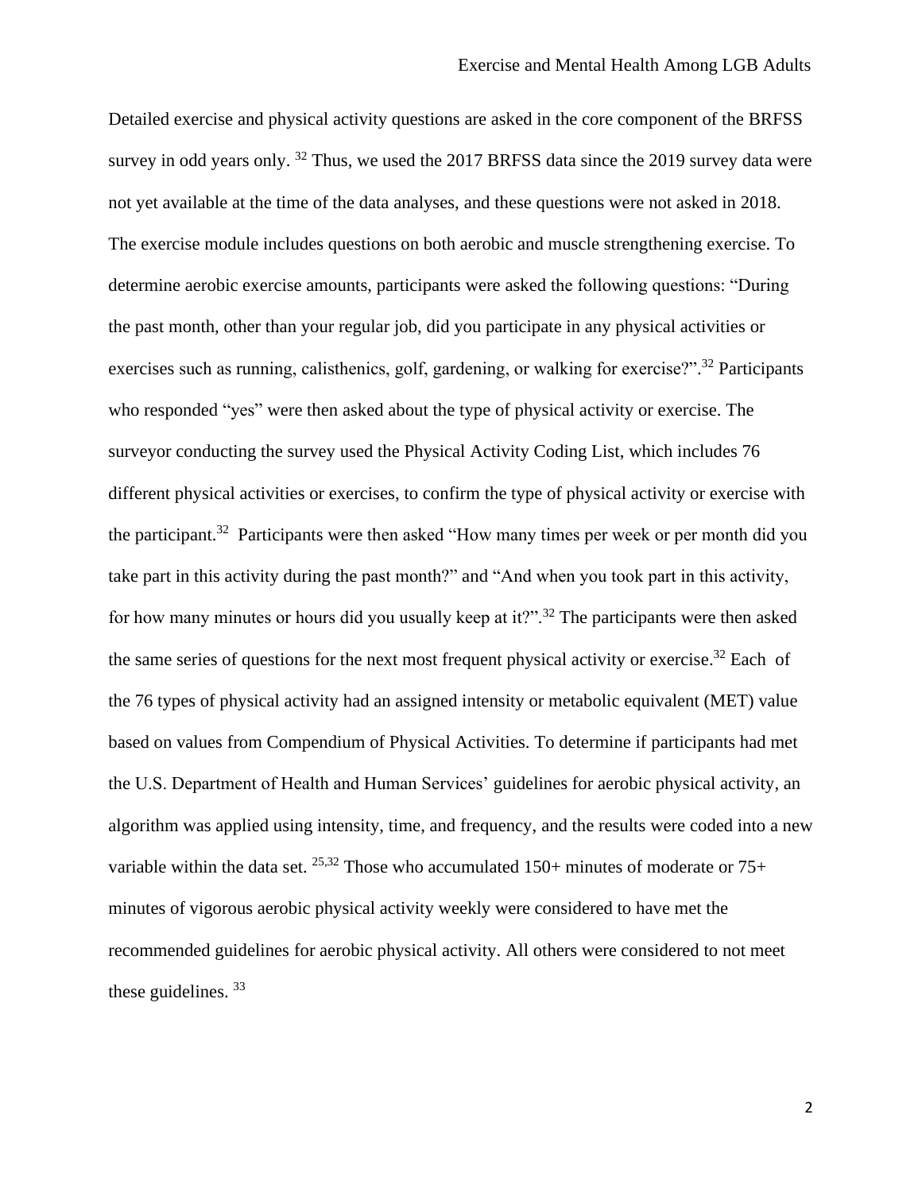Detailed exercise and physical activity questions are asked in the core component of the BRFSS survey in odd years only. [32] Thus, we used the 2017 BRFSS data since the 2019 survey data were not yet available at the time of the data analyses, and these questions were not asked in 2018. The exercise module includes questions on both aerobic and muscle strengthening exercise. To determine aerobic exercise amounts, participants were asked the following questions: "During the past month, other than your regular job, did you participate in any physical activities or exercises such as running, calisthenics, golf, gardening, or walking for exercise?".[32] Participants who responded "yes" were then asked about the type of physical activity or exercise. The surveyor conducting the survey used the Physical Activity Coding List, which includes 76 different physical activities or exercises, to confirm the type of physical activity or exercise with the participant.[32] Participants were then asked "How many times per week or per month did you take part in this activity during the past month?" and "And when you took part in this activity, for how many minutes or hours did you usually keep at it?".[32] The participants were then asked the same series of questions for the next most frequent physical activity or exercise.[32] Each of the 76 types of physical activity had an assigned intensity or metabolic equivalent (MET) value based on values from Compendium of Physical Activities. To determine if participants had met the U.S. Department of Health and Human Services' guidelines for aerobic physical activity, an algorithm was applied using intensity, time, and frequency, and the results were coded into a new variable within the data set. [25,32] Those who accumulated 150+ minutes of moderate or 75+ minutes of vigorous aerobic physical activity weekly were considered to have met the recommended guidelines for aerobic physical activity. All others were considered to not meet these guidelines. [33]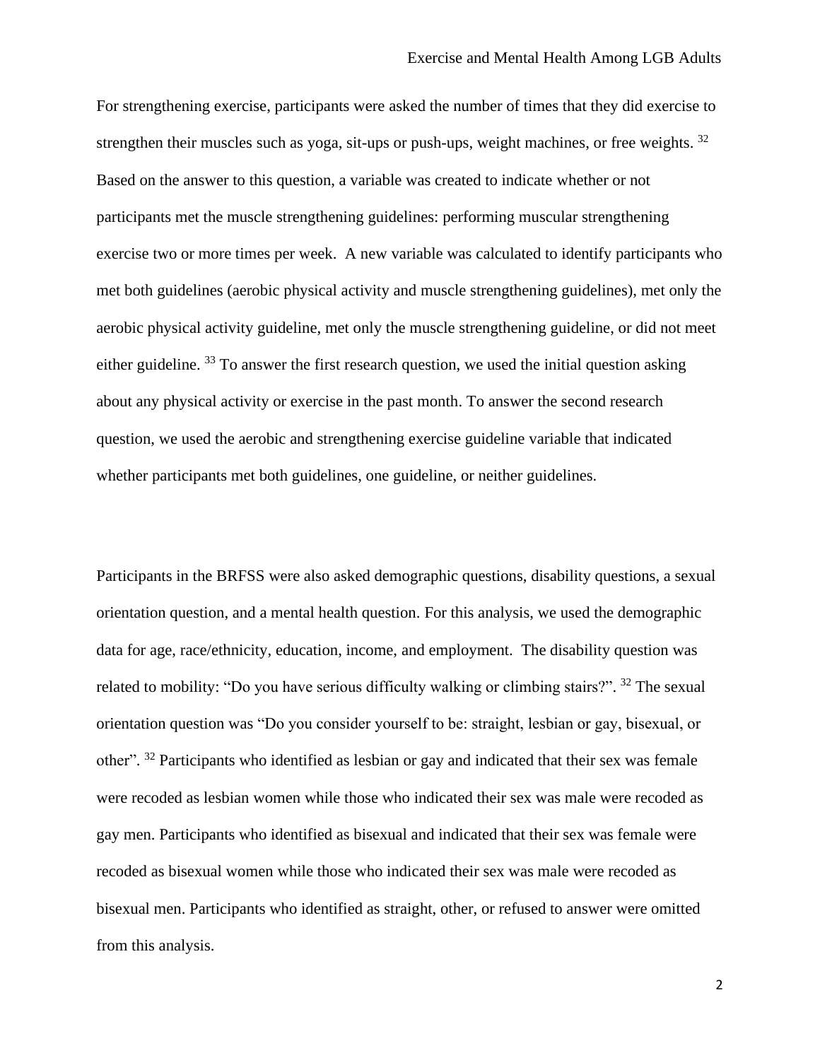For strengthening exercise, participants were asked the number of times that they did exercise to strengthen their muscles such as yoga, sit-ups or push-ups, weight machines, or free weights. [32] Based on the answer to this question, a variable was created to indicate whether or not participants met the muscle strengthening guidelines: performing muscular strengthening exercise two or more times per week. A new variable was calculated to identify participants who met both guidelines (aerobic physical activity and muscle strengthening guidelines), met only the aerobic physical activity guideline, met only the muscle strengthening guideline, or did not meet either guideline. [33] To answer the first research question, we used the initial question asking about any physical activity or exercise in the past month. To answer the second research question, we used the aerobic and strengthening exercise guideline variable that indicated whether participants met both guidelines, one guideline, or neither guidelines.

Participants in the BRFSS were also asked demographic questions, disability questions, a sexual orientation question, and a mental health question. For this analysis, we used the demographic data for age, race/ethnicity, education, income, and employment. The disability question was related to mobility: "Do you have serious difficulty walking or climbing stairs?". [32] The sexual orientation question was "Do you consider yourself to be: straight, lesbian or gay, bisexual, or other". [32] Participants who identified as lesbian or gay and indicated that their sex was female were recoded as lesbian women while those who indicated their sex was male were recoded as gay men. Participants who identified as bisexual and indicated that their sex was female were recoded as bisexual women while those who indicated their sex was male were recoded as bisexual men. Participants who identified as straight, other, or refused to answer were omitted from this analysis.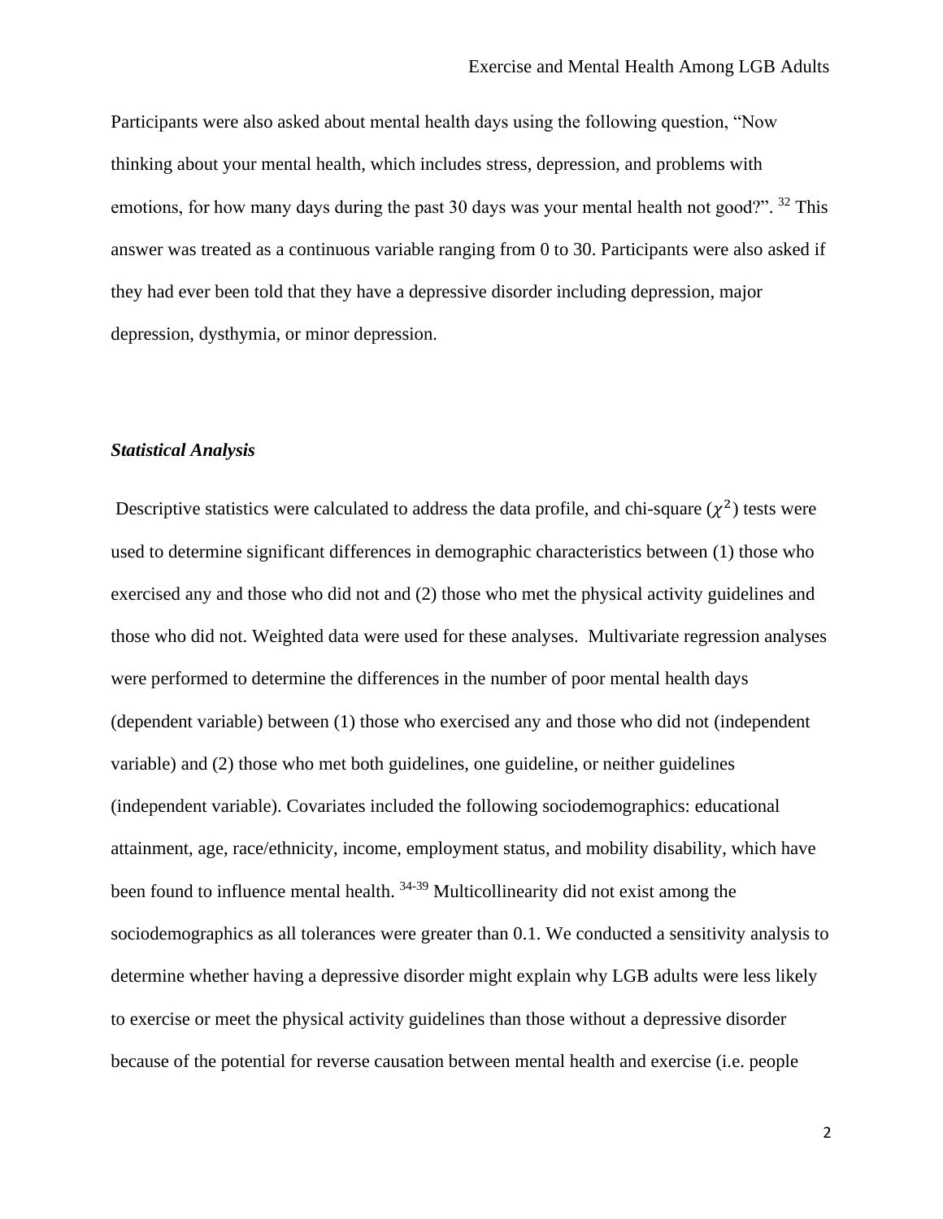Participants were also asked about mental health days using the following question, "Now thinking about your mental health, which includes stress, depression, and problems with emotions, for how many days during the past 30 days was your mental health not good?". [32] This answer was treated as a continuous variable ranging from 0 to 30. Participants were also asked if they had ever been told that they have a depressive disorder including depression, major depression, dysthymia, or minor depression.

### *Statistical Analysis*

Descriptive statistics were calculated to address the data profile, and chi-square ($\chi^2$) tests were used to determine significant differences in demographic characteristics between (1) those who exercised any and those who did not and (2) those who met the physical activity guidelines and those who did not. Weighted data were used for these analyses. Multivariate regression analyses were performed to determine the differences in the number of poor mental health days (dependent variable) between (1) those who exercised any and those who did not (independent variable) and (2) those who met both guidelines, one guideline, or neither guidelines (independent variable). Covariates included the following sociodemographics: educational attainment, age, race/ethnicity, income, employment status, and mobility disability, which have been found to influence mental health. [34-39] Multicollinearity did not exist among the sociodemographics as all tolerances were greater than 0.1. We conducted a sensitivity analysis to determine whether having a depressive disorder might explain why LGB adults were less likely to exercise or meet the physical activity guidelines than those without a depressive disorder because of the potential for reverse causation between mental health and exercise (i.e. people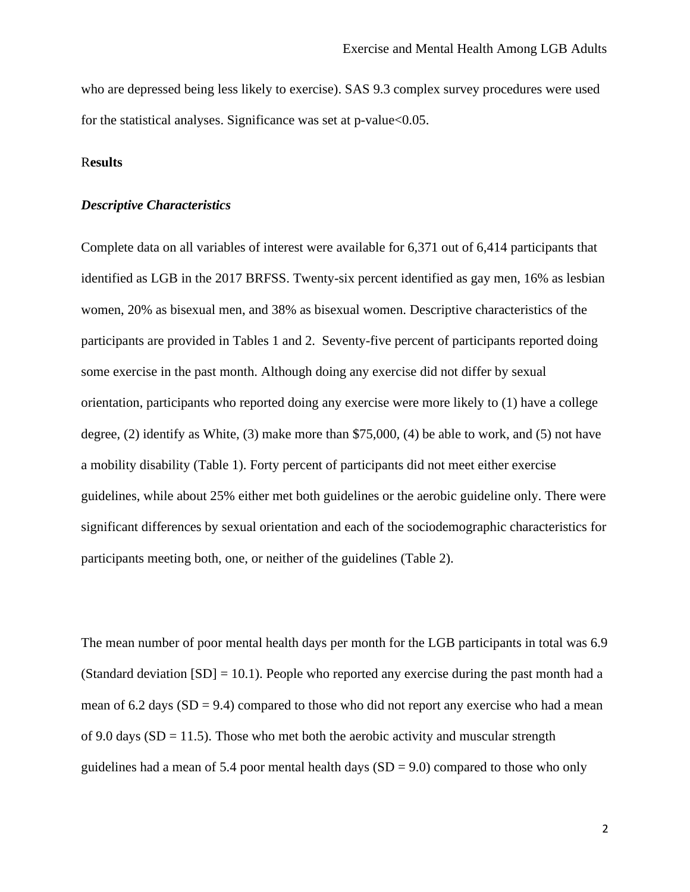who are depressed being less likely to exercise). SAS 9.3 complex survey procedures were used for the statistical analyses. Significance was set at p-value<0.05.

## Results

### *Descriptive Characteristics*

Complete data on all variables of interest were available for 6,371 out of 6,414 participants that identified as LGB in the 2017 BRFSS. Twenty-six percent identified as gay men, 16% as lesbian women, 20% as bisexual men, and 38% as bisexual women. Descriptive characteristics of the participants are provided in Tables 1 and 2. Seventy-five percent of participants reported doing some exercise in the past month. Although doing any exercise did not differ by sexual orientation, participants who reported doing any exercise were more likely to (1) have a college degree, (2) identify as White, (3) make more than $75,000, (4) be able to work, and (5) not have a mobility disability (Table 1). Forty percent of participants did not meet either exercise guidelines, while about 25% either met both guidelines or the aerobic guideline only. There were significant differences by sexual orientation and each of the sociodemographic characteristics for participants meeting both, one, or neither of the guidelines (Table 2).

The mean number of poor mental health days per month for the LGB participants in total was 6.9 (Standard deviation [SD] = 10.1). People who reported any exercise during the past month had a mean of 6.2 days (SD = 9.4) compared to those who did not report any exercise who had a mean of 9.0 days (SD = 11.5). Those who met both the aerobic activity and muscular strength guidelines had a mean of 5.4 poor mental health days (SD = 9.0) compared to those who only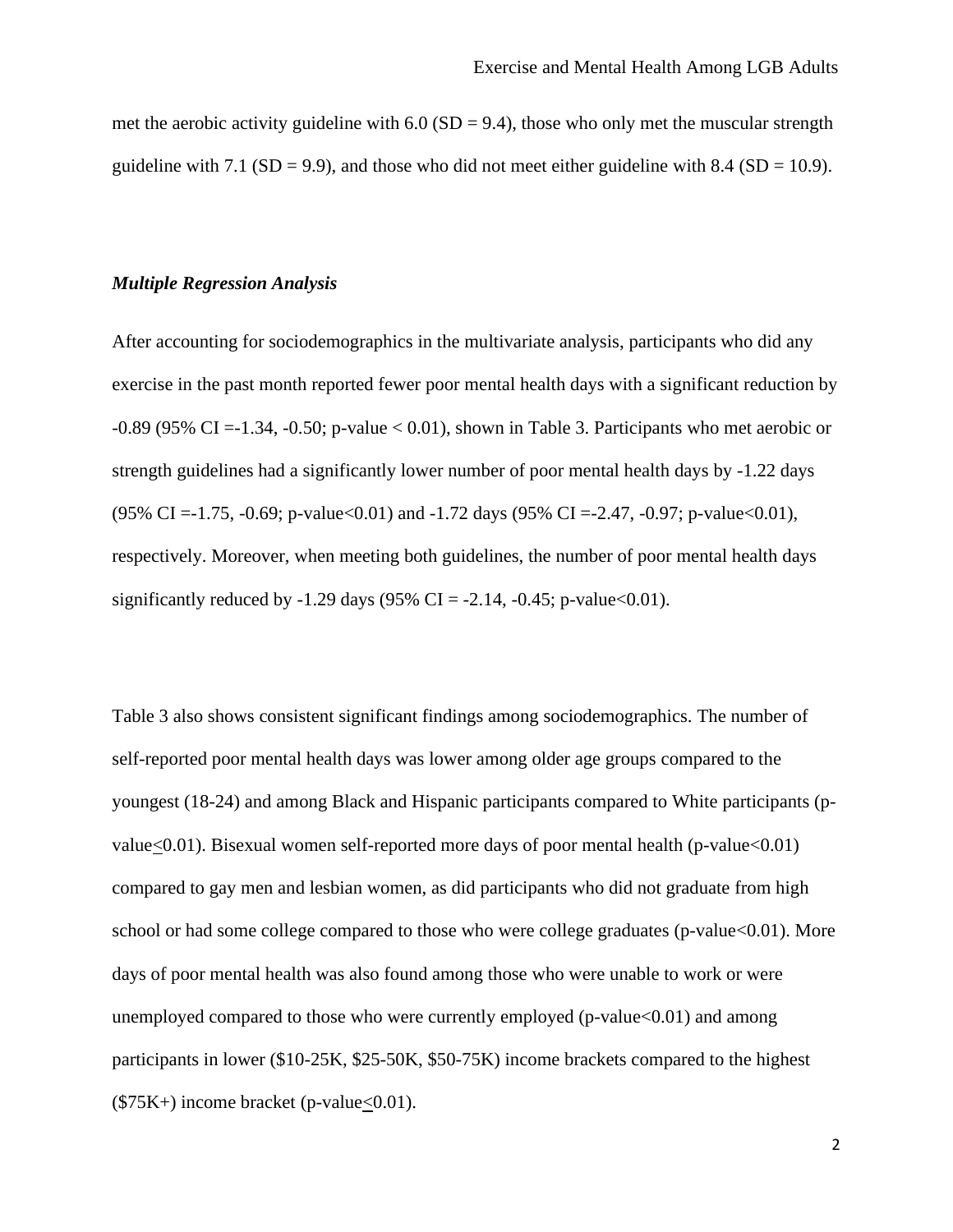met the aerobic activity guideline with 6.0 (SD = 9.4), those who only met the muscular strength guideline with 7.1 (SD = 9.9), and those who did not meet either guideline with 8.4 (SD = 10.9).

### *Multiple Regression Analysis*

After accounting for sociodemographics in the multivariate analysis, participants who did any exercise in the past month reported fewer poor mental health days with a significant reduction by -0.89 (95% CI =-1.34, -0.50; p-value < 0.01), shown in Table 3. Participants who met aerobic or strength guidelines had a significantly lower number of poor mental health days by -1.22 days (95% CI =-1.75, -0.69; p-value<0.01) and -1.72 days (95% CI =-2.47, -0.97; p-value<0.01), respectively. Moreover, when meeting both guidelines, the number of poor mental health days significantly reduced by -1.29 days (95% CI = -2.14, -0.45; p-value<0.01).

Table 3 also shows consistent significant findings among sociodemographics. The number of self-reported poor mental health days was lower among older age groups compared to the youngest (18-24) and among Black and Hispanic participants compared to White participants (p-value≤0.01). Bisexual women self-reported more days of poor mental health (p-value<0.01) compared to gay men and lesbian women, as did participants who did not graduate from high school or had some college compared to those who were college graduates (p-value<0.01). More days of poor mental health was also found among those who were unable to work or were unemployed compared to those who were currently employed (p-value<0.01) and among participants in lower ($10-25K, $25-50K, $50-75K) income brackets compared to the highest ($75K+) income bracket (p-value≤0.01).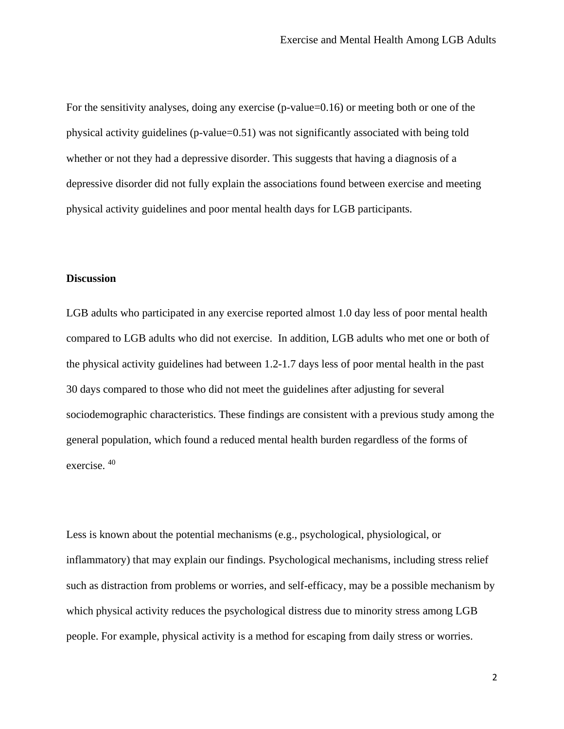For the sensitivity analyses, doing any exercise (p-value=0.16) or meeting both or one of the physical activity guidelines (p-value=0.51) was not significantly associated with being told whether or not they had a depressive disorder. This suggests that having a diagnosis of a depressive disorder did not fully explain the associations found between exercise and meeting physical activity guidelines and poor mental health days for LGB participants.

**Discussion**

LGB adults who participated in any exercise reported almost 1.0 day less of poor mental health compared to LGB adults who did not exercise. In addition, LGB adults who met one or both of the physical activity guidelines had between 1.2-1.7 days less of poor mental health in the past 30 days compared to those who did not meet the guidelines after adjusting for several sociodemographic characteristics. These findings are consistent with a previous study among the general population, which found a reduced mental health burden regardless of the forms of exercise. [40]

Less is known about the potential mechanisms (e.g., psychological, physiological, or inflammatory) that may explain our findings. Psychological mechanisms, including stress relief such as distraction from problems or worries, and self-efficacy, may be a possible mechanism by which physical activity reduces the psychological distress due to minority stress among LGB people. For example, physical activity is a method for escaping from daily stress or worries.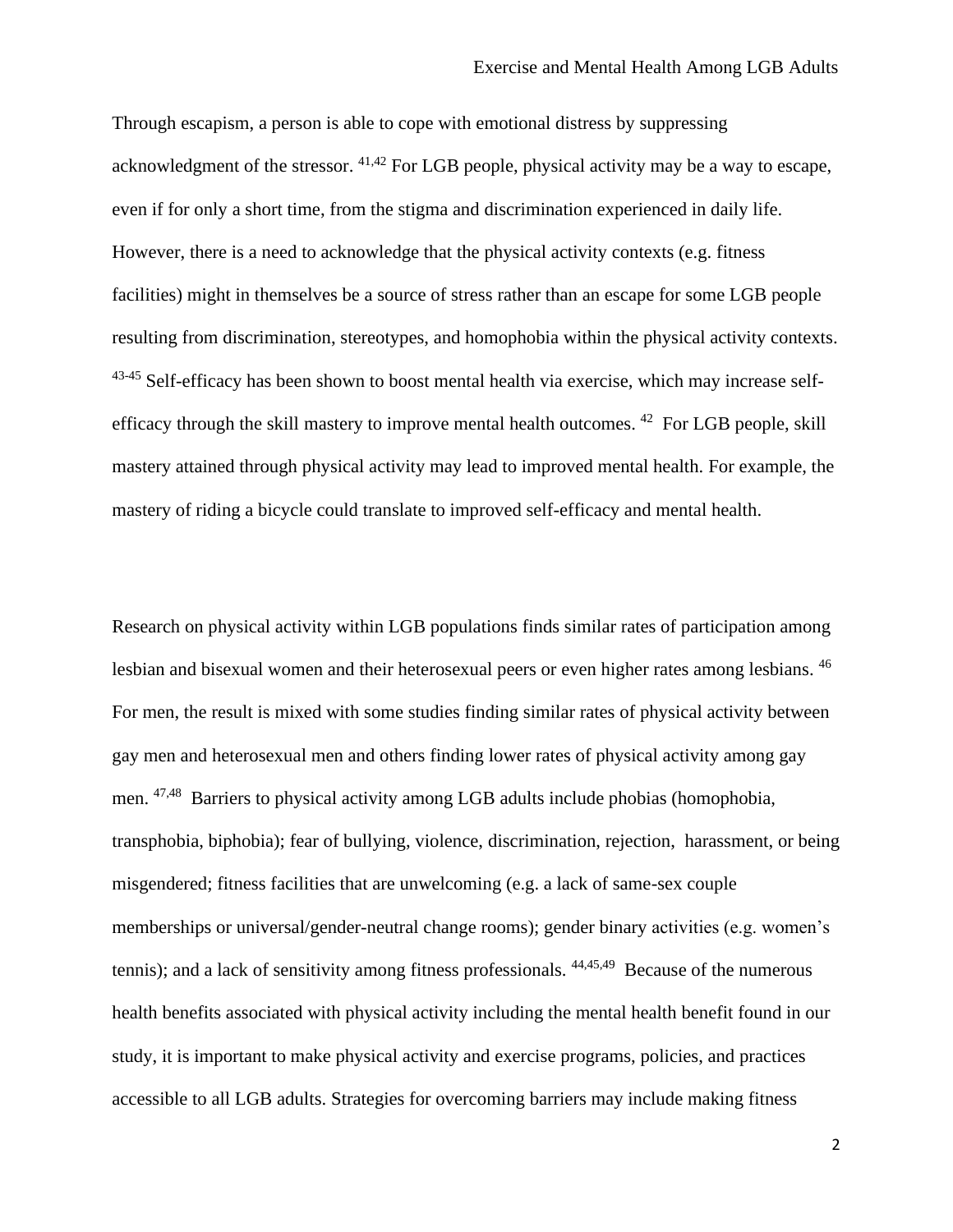Through escapism, a person is able to cope with emotional distress by suppressing acknowledgment of the stressor. [41,42] For LGB people, physical activity may be a way to escape, even if for only a short time, from the stigma and discrimination experienced in daily life. However, there is a need to acknowledge that the physical activity contexts (e.g. fitness facilities) might in themselves be a source of stress rather than an escape for some LGB people resulting from discrimination, stereotypes, and homophobia within the physical activity contexts. [43-45] Self-efficacy has been shown to boost mental health via exercise, which may increase self-efficacy through the skill mastery to improve mental health outcomes. [42] For LGB people, skill mastery attained through physical activity may lead to improved mental health. For example, the mastery of riding a bicycle could translate to improved self-efficacy and mental health.

Research on physical activity within LGB populations finds similar rates of participation among lesbian and bisexual women and their heterosexual peers or even higher rates among lesbians. [46] For men, the result is mixed with some studies finding similar rates of physical activity between gay men and heterosexual men and others finding lower rates of physical activity among gay men. [47,48] Barriers to physical activity among LGB adults include phobias (homophobia, transphobia, biphobia); fear of bullying, violence, discrimination, rejection, harassment, or being misgendered; fitness facilities that are unwelcoming (e.g. a lack of same-sex couple memberships or universal/gender-neutral change rooms); gender binary activities (e.g. women's tennis); and a lack of sensitivity among fitness professionals. [44,45,49] Because of the numerous health benefits associated with physical activity including the mental health benefit found in our study, it is important to make physical activity and exercise programs, policies, and practices accessible to all LGB adults. Strategies for overcoming barriers may include making fitness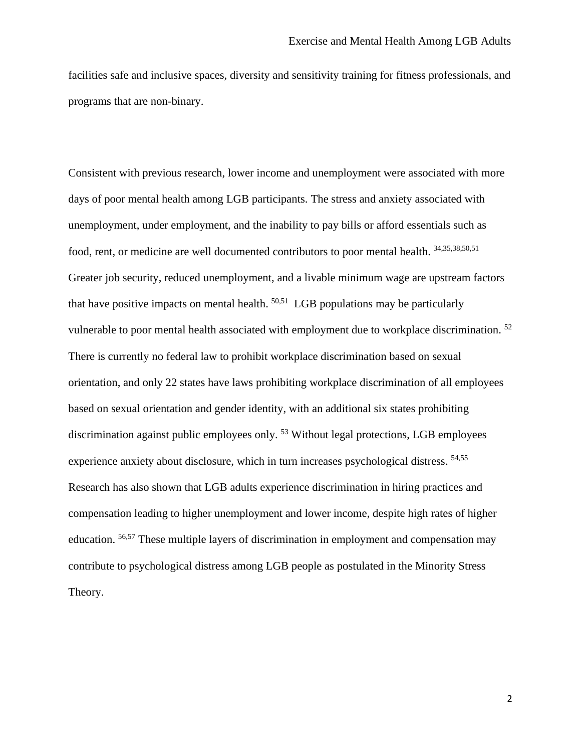facilities safe and inclusive spaces, diversity and sensitivity training for fitness professionals, and programs that are non-binary.

Consistent with previous research, lower income and unemployment were associated with more days of poor mental health among LGB participants. The stress and anxiety associated with unemployment, under employment, and the inability to pay bills or afford essentials such as food, rent, or medicine are well documented contributors to poor mental health. [34,35,38,50,51] Greater job security, reduced unemployment, and a livable minimum wage are upstream factors that have positive impacts on mental health. [50,51] LGB populations may be particularly vulnerable to poor mental health associated with employment due to workplace discrimination. [52] There is currently no federal law to prohibit workplace discrimination based on sexual orientation, and only 22 states have laws prohibiting workplace discrimination of all employees based on sexual orientation and gender identity, with an additional six states prohibiting discrimination against public employees only. [53] Without legal protections, LGB employees experience anxiety about disclosure, which in turn increases psychological distress. [54,55] Research has also shown that LGB adults experience discrimination in hiring practices and compensation leading to higher unemployment and lower income, despite high rates of higher education. [56,57] These multiple layers of discrimination in employment and compensation may contribute to psychological distress among LGB people as postulated in the Minority Stress Theory.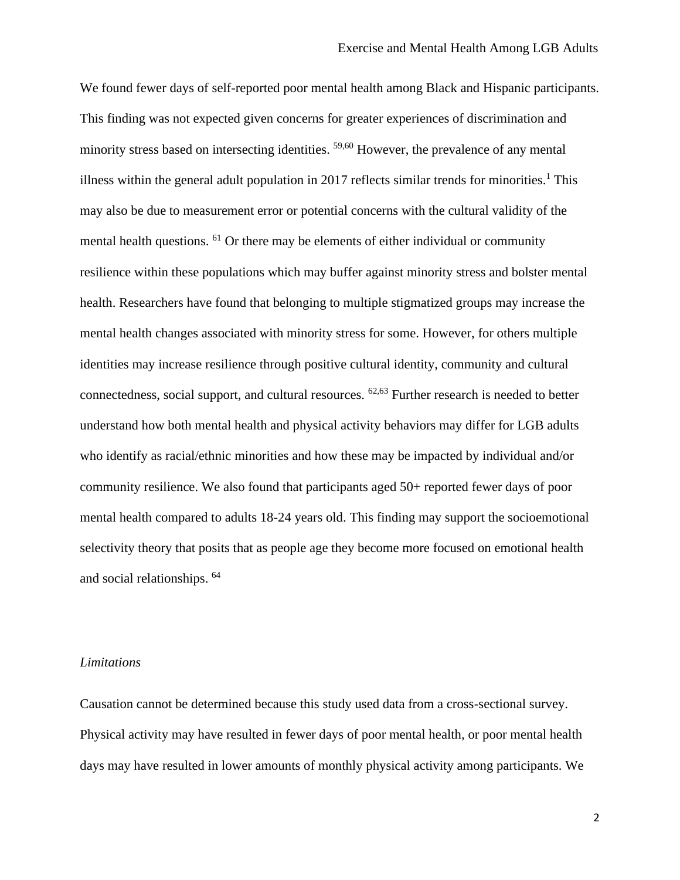We found fewer days of self-reported poor mental health among Black and Hispanic participants. This finding was not expected given concerns for greater experiences of discrimination and minority stress based on intersecting identities. [59,60] However, the prevalence of any mental illness within the general adult population in 2017 reflects similar trends for minorities.[1] This may also be due to measurement error or potential concerns with the cultural validity of the mental health questions. [61] Or there may be elements of either individual or community resilience within these populations which may buffer against minority stress and bolster mental health. Researchers have found that belonging to multiple stigmatized groups may increase the mental health changes associated with minority stress for some. However, for others multiple identities may increase resilience through positive cultural identity, community and cultural connectedness, social support, and cultural resources. [62,63] Further research is needed to better understand how both mental health and physical activity behaviors may differ for LGB adults who identify as racial/ethnic minorities and how these may be impacted by individual and/or community resilience. We also found that participants aged 50+ reported fewer days of poor mental health compared to adults 18-24 years old. This finding may support the socioemotional selectivity theory that posits that as people age they become more focused on emotional health and social relationships. [64]

*Limitations*

Causation cannot be determined because this study used data from a cross-sectional survey. Physical activity may have resulted in fewer days of poor mental health, or poor mental health days may have resulted in lower amounts of monthly physical activity among participants. We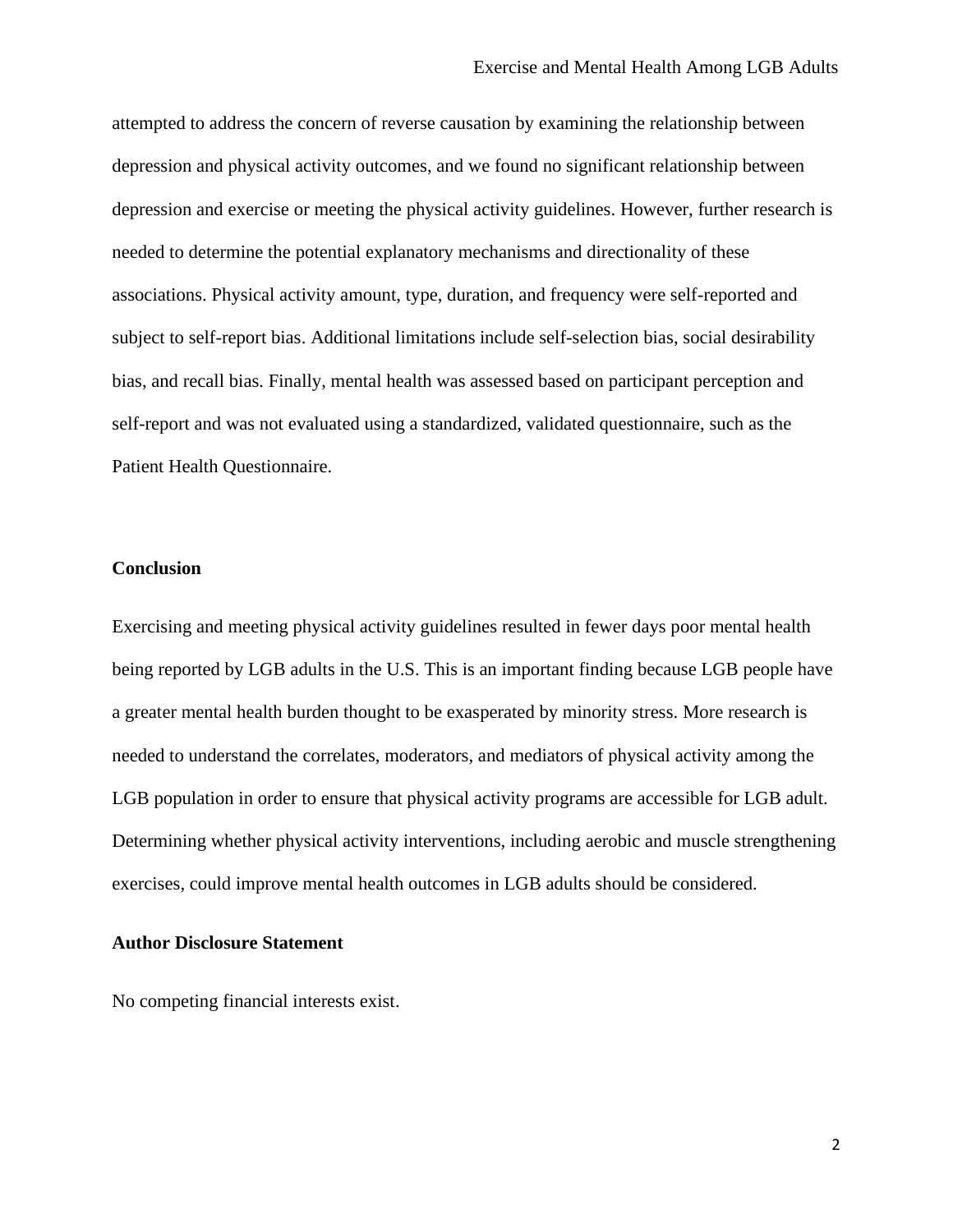attempted to address the concern of reverse causation by examining the relationship between depression and physical activity outcomes, and we found no significant relationship between depression and exercise or meeting the physical activity guidelines. However, further research is needed to determine the potential explanatory mechanisms and directionality of these associations. Physical activity amount, type, duration, and frequency were self-reported and subject to self-report bias. Additional limitations include self-selection bias, social desirability bias, and recall bias. Finally, mental health was assessed based on participant perception and self-report and was not evaluated using a standardized, validated questionnaire, such as the Patient Health Questionnaire.

## Conclusion

Exercising and meeting physical activity guidelines resulted in fewer days poor mental health being reported by LGB adults in the U.S. This is an important finding because LGB people have a greater mental health burden thought to be exasperated by minority stress. More research is needed to understand the correlates, moderators, and mediators of physical activity among the LGB population in order to ensure that physical activity programs are accessible for LGB adult. Determining whether physical activity interventions, including aerobic and muscle strengthening exercises, could improve mental health outcomes in LGB adults should be considered.

## Author Disclosure Statement

No competing financial interests exist.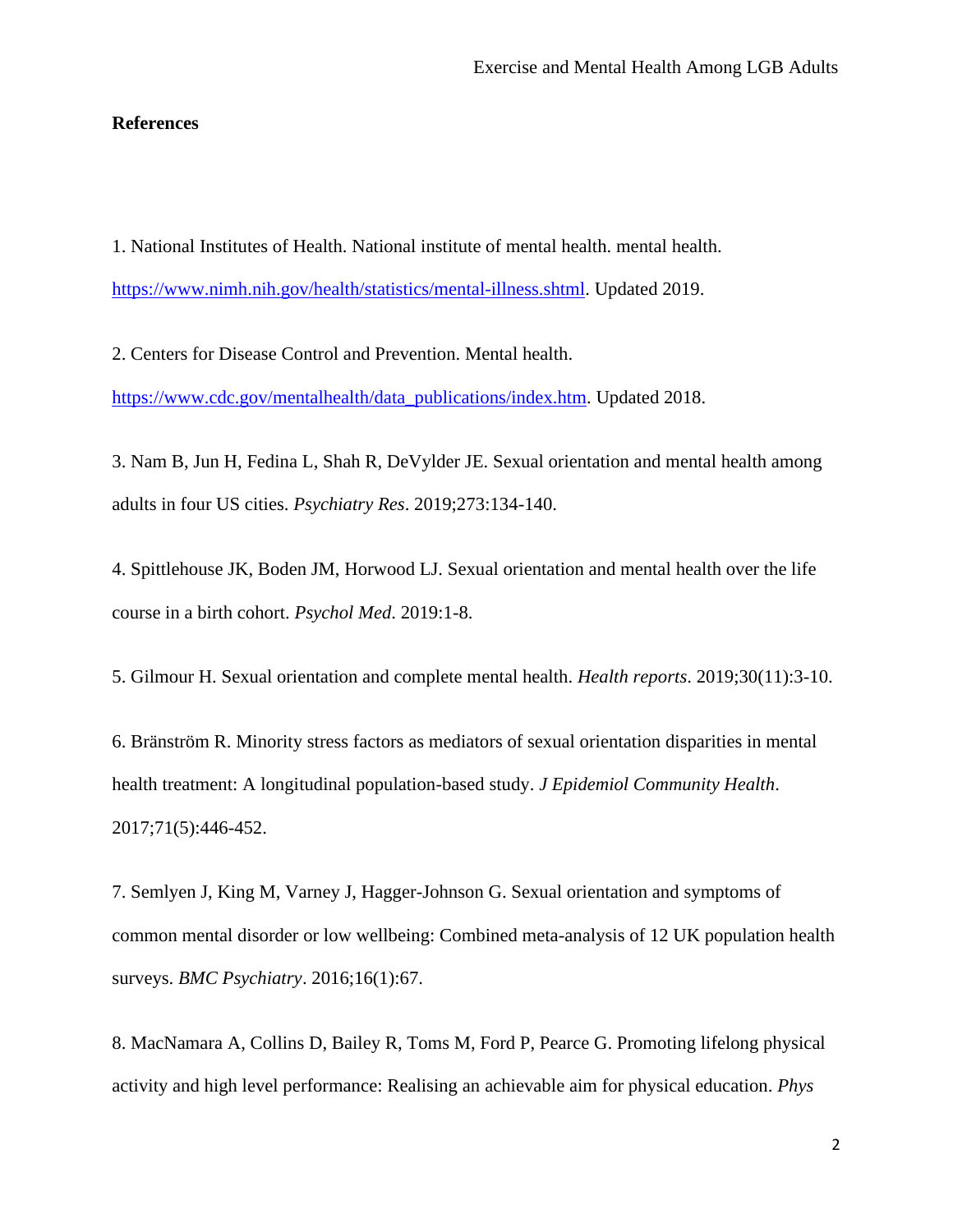**References**

1. National Institutes of Health. National institute of mental health. mental health. https://www.nimh.nih.gov/health/statistics/mental-illness.shtml. Updated 2019.

2. Centers for Disease Control and Prevention. Mental health. https://www.cdc.gov/mentalhealth/data_publications/index.htm. Updated 2018.

3. Nam B, Jun H, Fedina L, Shah R, DeVylder JE. Sexual orientation and mental health among adults in four US cities. *Psychiatry Res*. 2019;273:134-140.

4. Spittlehouse JK, Boden JM, Horwood LJ. Sexual orientation and mental health over the life course in a birth cohort. *Psychol Med*. 2019:1-8.

5. Gilmour H. Sexual orientation and complete mental health. *Health reports*. 2019;30(11):3-10.

6. Bränström R. Minority stress factors as mediators of sexual orientation disparities in mental health treatment: A longitudinal population-based study. *J Epidemiol Community Health*. 2017;71(5):446-452.

7. Semlyen J, King M, Varney J, Hagger-Johnson G. Sexual orientation and symptoms of common mental disorder or low wellbeing: Combined meta-analysis of 12 UK population health surveys. *BMC Psychiatry*. 2016;16(1):67.

8. MacNamara A, Collins D, Bailey R, Toms M, Ford P, Pearce G. Promoting lifelong physical activity and high level performance: Realising an achievable aim for physical education. *Phys*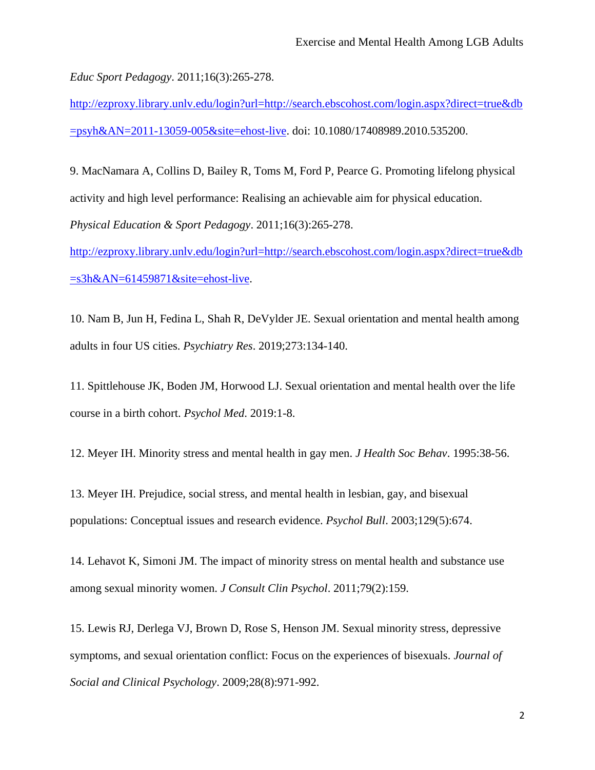*Educ Sport Pedagogy*. 2011;16(3):265-278.
http://ezproxy.library.unlv.edu/login?url=http://search.ebscohost.com/login.aspx?direct=true&db=psyh&AN=2011-13059-005&site=ehost-live. doi: 10.1080/17408989.2010.535200.

9. MacNamara A, Collins D, Bailey R, Toms M, Ford P, Pearce G. Promoting lifelong physical activity and high level performance: Realising an achievable aim for physical education. *Physical Education & Sport Pedagogy*. 2011;16(3):265-278.
http://ezproxy.library.unlv.edu/login?url=http://search.ebscohost.com/login.aspx?direct=true&db=s3h&AN=61459871&site=ehost-live.

10. Nam B, Jun H, Fedina L, Shah R, DeVylder JE. Sexual orientation and mental health among adults in four US cities. *Psychiatry Res*. 2019;273:134-140.

11. Spittlehouse JK, Boden JM, Horwood LJ. Sexual orientation and mental health over the life course in a birth cohort. *Psychol Med*. 2019:1-8.

12. Meyer IH. Minority stress and mental health in gay men. *J Health Soc Behav*. 1995:38-56.

13. Meyer IH. Prejudice, social stress, and mental health in lesbian, gay, and bisexual populations: Conceptual issues and research evidence. *Psychol Bull*. 2003;129(5):674.

14. Lehavot K, Simoni JM. The impact of minority stress on mental health and substance use among sexual minority women. *J Consult Clin Psychol*. 2011;79(2):159.

15. Lewis RJ, Derlega VJ, Brown D, Rose S, Henson JM. Sexual minority stress, depressive symptoms, and sexual orientation conflict: Focus on the experiences of bisexuals. *Journal of Social and Clinical Psychology*. 2009;28(8):971-992.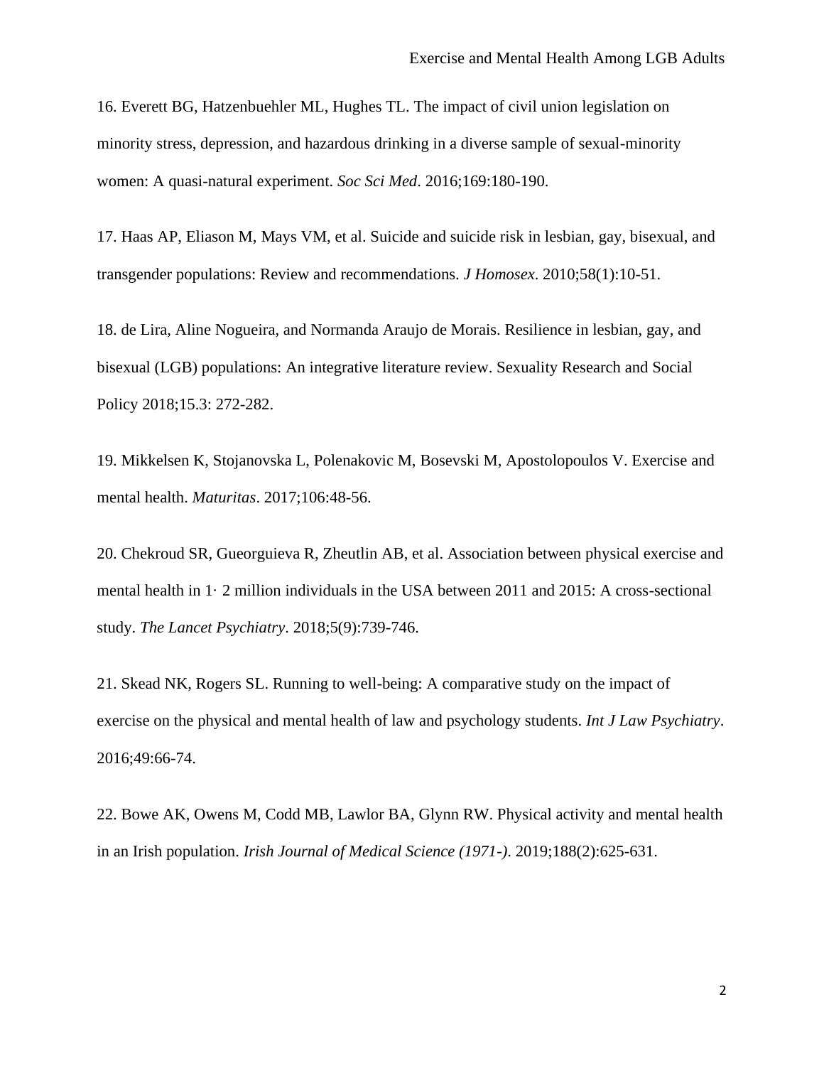16. Everett BG, Hatzenbuehler ML, Hughes TL. The impact of civil union legislation on minority stress, depression, and hazardous drinking in a diverse sample of sexual-minority women: A quasi-natural experiment. *Soc Sci Med*. 2016;169:180-190.

17. Haas AP, Eliason M, Mays VM, et al. Suicide and suicide risk in lesbian, gay, bisexual, and transgender populations: Review and recommendations. *J Homosex*. 2010;58(1):10-51.

18. de Lira, Aline Nogueira, and Normanda Araujo de Morais. Resilience in lesbian, gay, and bisexual (LGB) populations: An integrative literature review. Sexuality Research and Social Policy 2018;15.3: 272-282.

19. Mikkelsen K, Stojanovska L, Polenakovic M, Bosevski M, Apostolopoulos V. Exercise and mental health. *Maturitas*. 2017;106:48-56.

20. Chekroud SR, Gueorguieva R, Zheutlin AB, et al. Association between physical exercise and mental health in 1· 2 million individuals in the USA between 2011 and 2015: A cross-sectional study. *The Lancet Psychiatry*. 2018;5(9):739-746.

21. Skead NK, Rogers SL. Running to well-being: A comparative study on the impact of exercise on the physical and mental health of law and psychology students. *Int J Law Psychiatry*. 2016;49:66-74.

22. Bowe AK, Owens M, Codd MB, Lawlor BA, Glynn RW. Physical activity and mental health in an Irish population. *Irish Journal of Medical Science (1971-)*. 2019;188(2):625-631.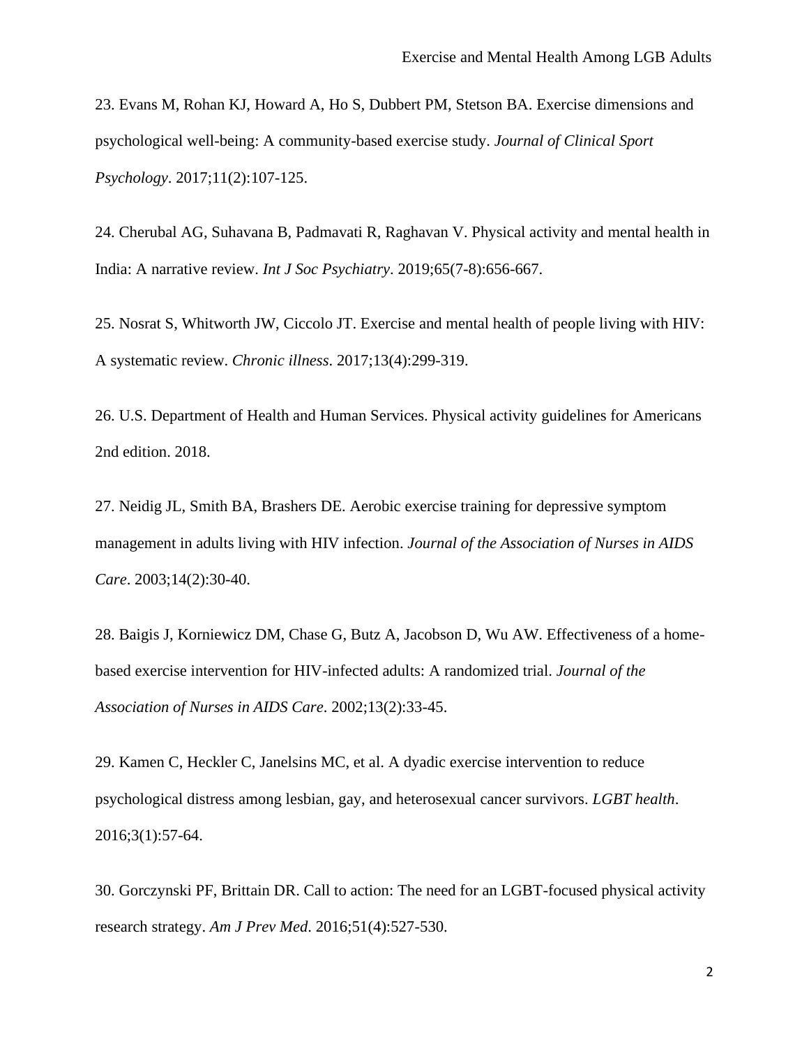23. Evans M, Rohan KJ, Howard A, Ho S, Dubbert PM, Stetson BA. Exercise dimensions and psychological well-being: A community-based exercise study. *Journal of Clinical Sport Psychology*. 2017;11(2):107-125.

24. Cherubal AG, Suhavana B, Padmavati R, Raghavan V. Physical activity and mental health in India: A narrative review. *Int J Soc Psychiatry*. 2019;65(7-8):656-667.

25. Nosrat S, Whitworth JW, Ciccolo JT. Exercise and mental health of people living with HIV: A systematic review. *Chronic illness*. 2017;13(4):299-319.

26. U.S. Department of Health and Human Services. Physical activity guidelines for Americans 2nd edition. 2018.

27. Neidig JL, Smith BA, Brashers DE. Aerobic exercise training for depressive symptom management in adults living with HIV infection. *Journal of the Association of Nurses in AIDS Care*. 2003;14(2):30-40.

28. Baigis J, Korniewicz DM, Chase G, Butz A, Jacobson D, Wu AW. Effectiveness of a home-based exercise intervention for HIV-infected adults: A randomized trial. *Journal of the Association of Nurses in AIDS Care*. 2002;13(2):33-45.

29. Kamen C, Heckler C, Janelsins MC, et al. A dyadic exercise intervention to reduce psychological distress among lesbian, gay, and heterosexual cancer survivors. *LGBT health*. 2016;3(1):57-64.

30. Gorczynski PF, Brittain DR. Call to action: The need for an LGBT-focused physical activity research strategy. *Am J Prev Med*. 2016;51(4):527-530.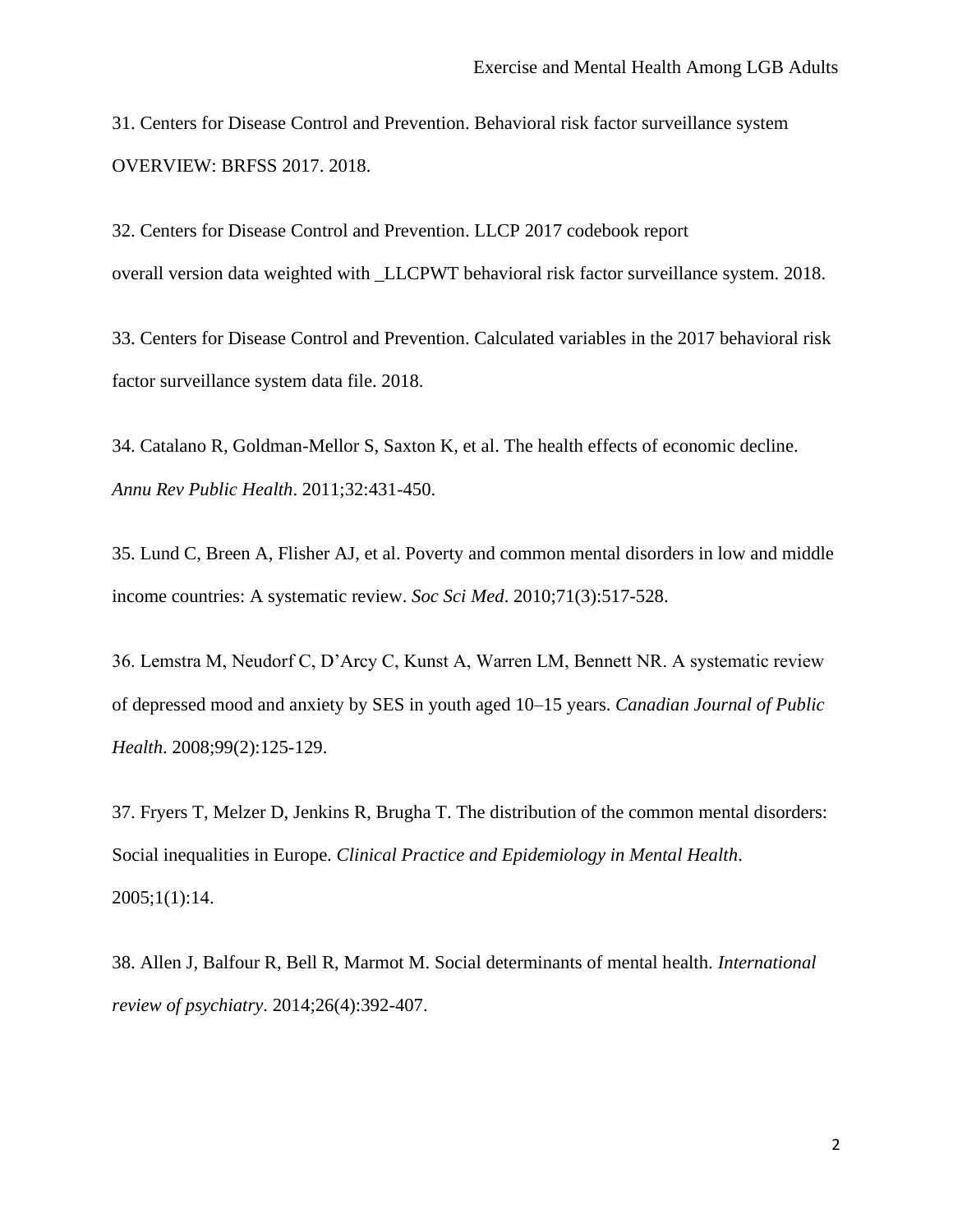31. Centers for Disease Control and Prevention. Behavioral risk factor surveillance system OVERVIEW: BRFSS 2017. 2018.

32. Centers for Disease Control and Prevention. LLCP 2017 codebook report overall version data weighted with _LLCPWT behavioral risk factor surveillance system. 2018.

33. Centers for Disease Control and Prevention. Calculated variables in the 2017 behavioral risk factor surveillance system data file. 2018.

34. Catalano R, Goldman-Mellor S, Saxton K, et al. The health effects of economic decline. *Annu Rev Public Health*. 2011;32:431-450.

35. Lund C, Breen A, Flisher AJ, et al. Poverty and common mental disorders in low and middle income countries: A systematic review. *Soc Sci Med*. 2010;71(3):517-528.

36. Lemstra M, Neudorf C, D'Arcy C, Kunst A, Warren LM, Bennett NR. A systematic review of depressed mood and anxiety by SES in youth aged 10–15 years. *Canadian Journal of Public Health.* 2008;99(2):125-129.

37. Fryers T, Melzer D, Jenkins R, Brugha T. The distribution of the common mental disorders: Social inequalities in Europe. *Clinical Practice and Epidemiology in Mental Health*. 2005;1(1):14.

38. Allen J, Balfour R, Bell R, Marmot M. Social determinants of mental health. *International review of psychiatry*. 2014;26(4):392-407.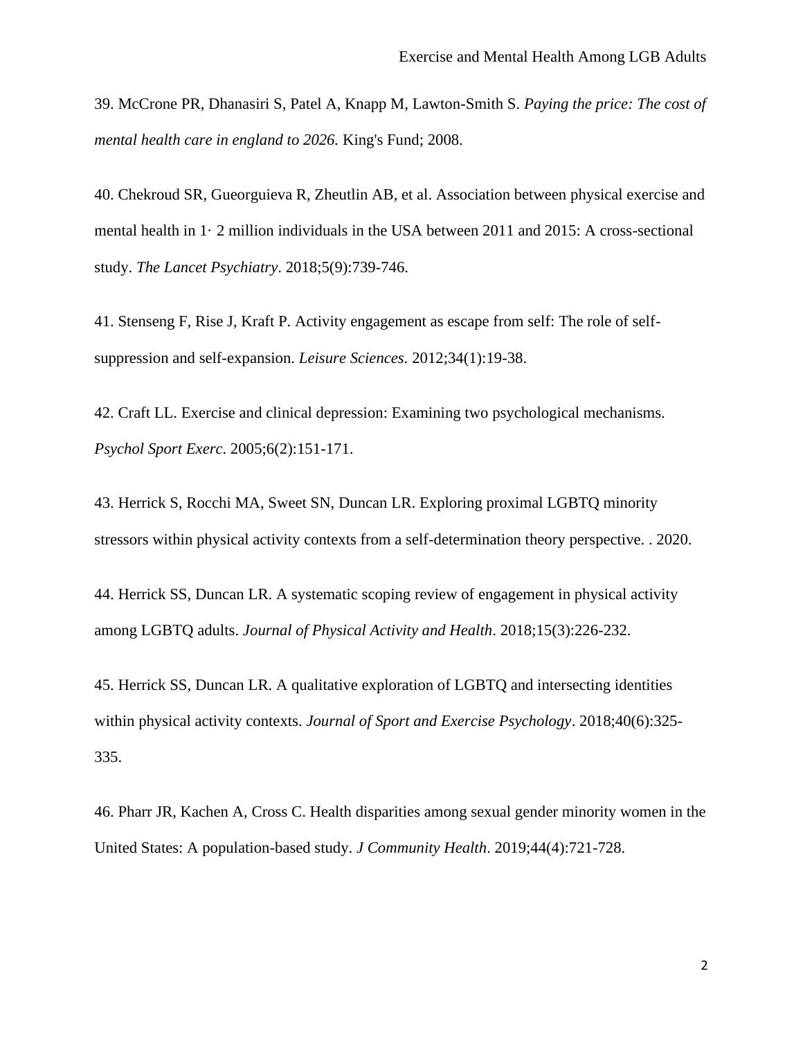39. McCrone PR, Dhanasiri S, Patel A, Knapp M, Lawton-Smith S. *Paying the price: The cost of mental health care in england to 2026.* King's Fund; 2008.

40. Chekroud SR, Gueorguieva R, Zheutlin AB, et al. Association between physical exercise and mental health in 1· 2 million individuals in the USA between 2011 and 2015: A cross-sectional study. *The Lancet Psychiatry*. 2018;5(9):739-746.

41. Stenseng F, Rise J, Kraft P. Activity engagement as escape from self: The role of self-suppression and self-expansion. *Leisure Sciences*. 2012;34(1):19-38.

42. Craft LL. Exercise and clinical depression: Examining two psychological mechanisms. *Psychol Sport Exerc*. 2005;6(2):151-171.

43. Herrick S, Rocchi MA, Sweet SN, Duncan LR. Exploring proximal LGBTQ minority stressors within physical activity contexts from a self-determination theory perspective. . 2020.

44. Herrick SS, Duncan LR. A systematic scoping review of engagement in physical activity among LGBTQ adults. *Journal of Physical Activity and Health*. 2018;15(3):226-232.

45. Herrick SS, Duncan LR. A qualitative exploration of LGBTQ and intersecting identities within physical activity contexts. *Journal of Sport and Exercise Psychology*. 2018;40(6):325-335.

46. Pharr JR, Kachen A, Cross C. Health disparities among sexual gender minority women in the United States: A population-based study. *J Community Health*. 2019;44(4):721-728.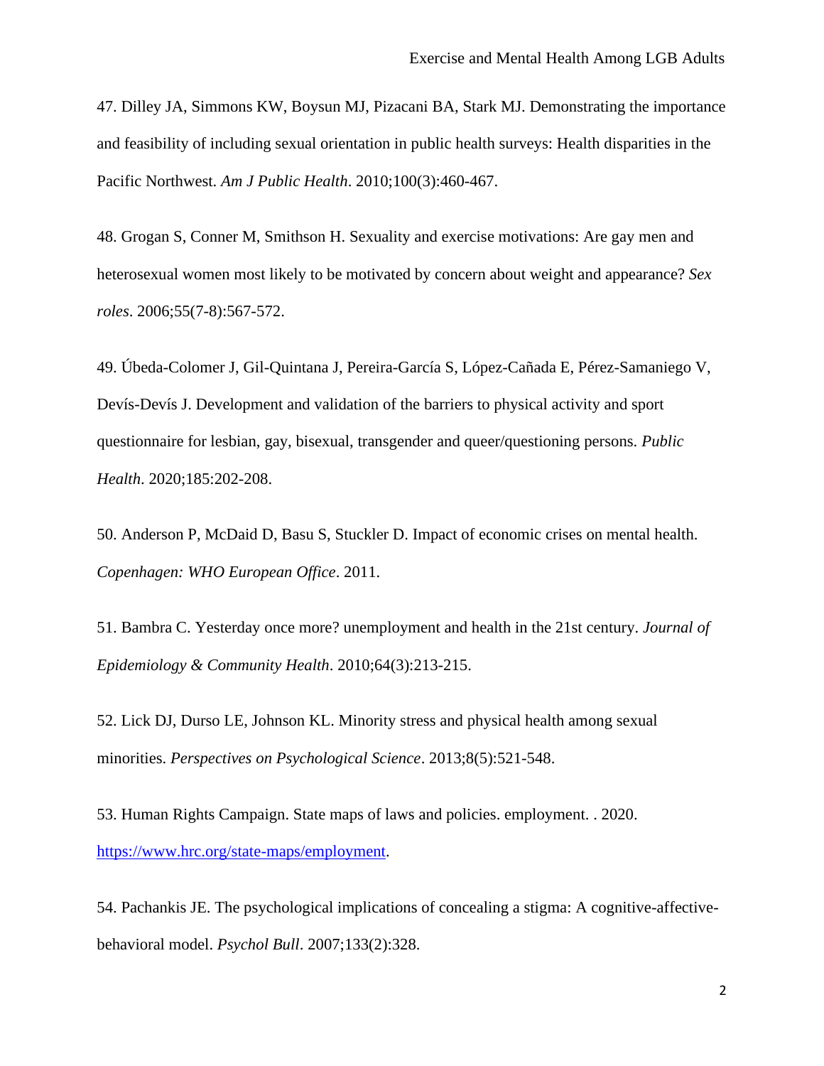47. Dilley JA, Simmons KW, Boysun MJ, Pizacani BA, Stark MJ. Demonstrating the importance and feasibility of including sexual orientation in public health surveys: Health disparities in the Pacific Northwest. *Am J Public Health*. 2010;100(3):460-467.

48. Grogan S, Conner M, Smithson H. Sexuality and exercise motivations: Are gay men and heterosexual women most likely to be motivated by concern about weight and appearance? *Sex roles*. 2006;55(7-8):567-572.

49. Úbeda-Colomer J, Gil-Quintana J, Pereira-García S, López-Cañada E, Pérez-Samaniego V, Devís-Devís J. Development and validation of the barriers to physical activity and sport questionnaire for lesbian, gay, bisexual, transgender and queer/questioning persons. *Public Health*. 2020;185:202-208.

50. Anderson P, McDaid D, Basu S, Stuckler D. Impact of economic crises on mental health. *Copenhagen: WHO European Office*. 2011.

51. Bambra C. Yesterday once more? unemployment and health in the 21st century. *Journal of Epidemiology & Community Health*. 2010;64(3):213-215.

52. Lick DJ, Durso LE, Johnson KL. Minority stress and physical health among sexual minorities. *Perspectives on Psychological Science*. 2013;8(5):521-548.

53. Human Rights Campaign. State maps of laws and policies. employment. . 2020. https://www.hrc.org/state-maps/employment.

54. Pachankis JE. The psychological implications of concealing a stigma: A cognitive-affective-behavioral model. *Psychol Bull*. 2007;133(2):328.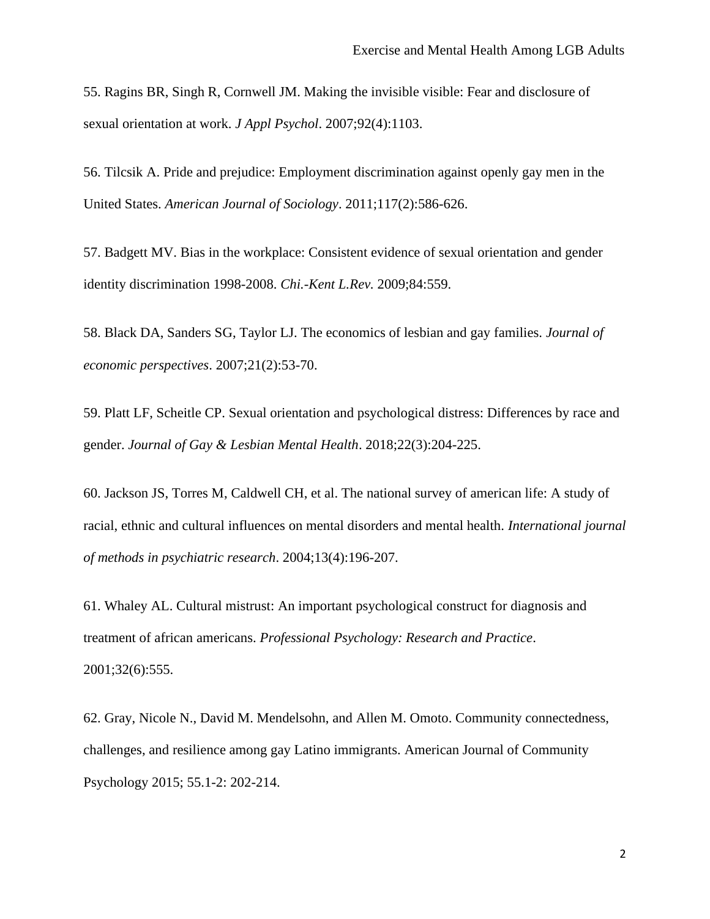55. Ragins BR, Singh R, Cornwell JM. Making the invisible visible: Fear and disclosure of sexual orientation at work. *J Appl Psychol*. 2007;92(4):1103.

56. Tilcsik A. Pride and prejudice: Employment discrimination against openly gay men in the United States. *American Journal of Sociology*. 2011;117(2):586-626.

57. Badgett MV. Bias in the workplace: Consistent evidence of sexual orientation and gender identity discrimination 1998-2008. *Chi.-Kent L.Rev.* 2009;84:559.

58. Black DA, Sanders SG, Taylor LJ. The economics of lesbian and gay families. *Journal of economic perspectives*. 2007;21(2):53-70.

59. Platt LF, Scheitle CP. Sexual orientation and psychological distress: Differences by race and gender. *Journal of Gay & Lesbian Mental Health*. 2018;22(3):204-225.

60. Jackson JS, Torres M, Caldwell CH, et al. The national survey of american life: A study of racial, ethnic and cultural influences on mental disorders and mental health. *International journal of methods in psychiatric research*. 2004;13(4):196-207.

61. Whaley AL. Cultural mistrust: An important psychological construct for diagnosis and treatment of african americans. *Professional Psychology: Research and Practice*. 2001;32(6):555.

62. Gray, Nicole N., David M. Mendelsohn, and Allen M. Omoto. Community connectedness, challenges, and resilience among gay Latino immigrants. American Journal of Community Psychology 2015; 55.1-2: 202-214.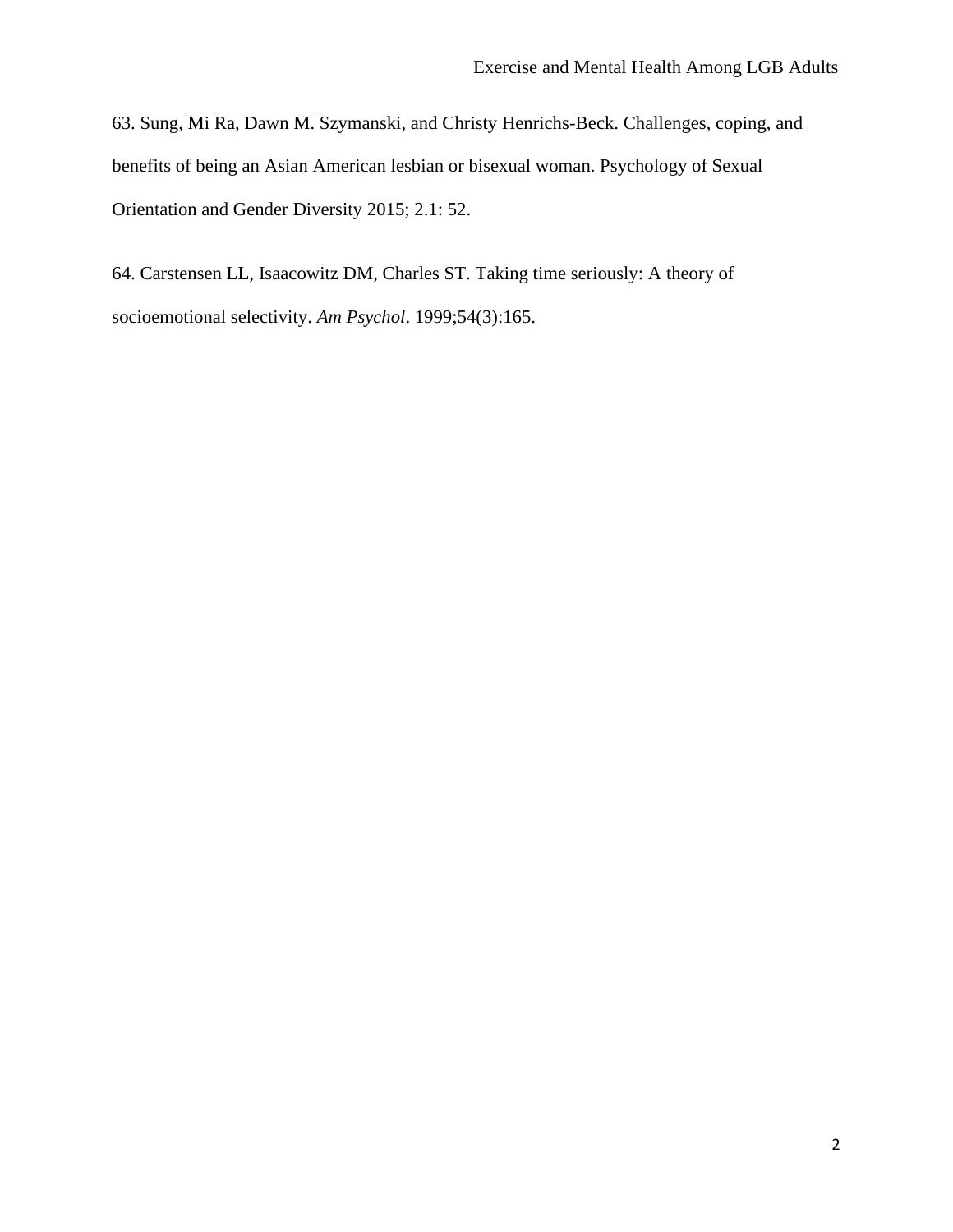63. Sung, Mi Ra, Dawn M. Szymanski, and Christy Henrichs-Beck. Challenges, coping, and benefits of being an Asian American lesbian or bisexual woman. Psychology of Sexual Orientation and Gender Diversity 2015; 2.1: 52.

64. Carstensen LL, Isaacowitz DM, Charles ST. Taking time seriously: A theory of socioemotional selectivity. *Am Psychol*. 1999;54(3):165.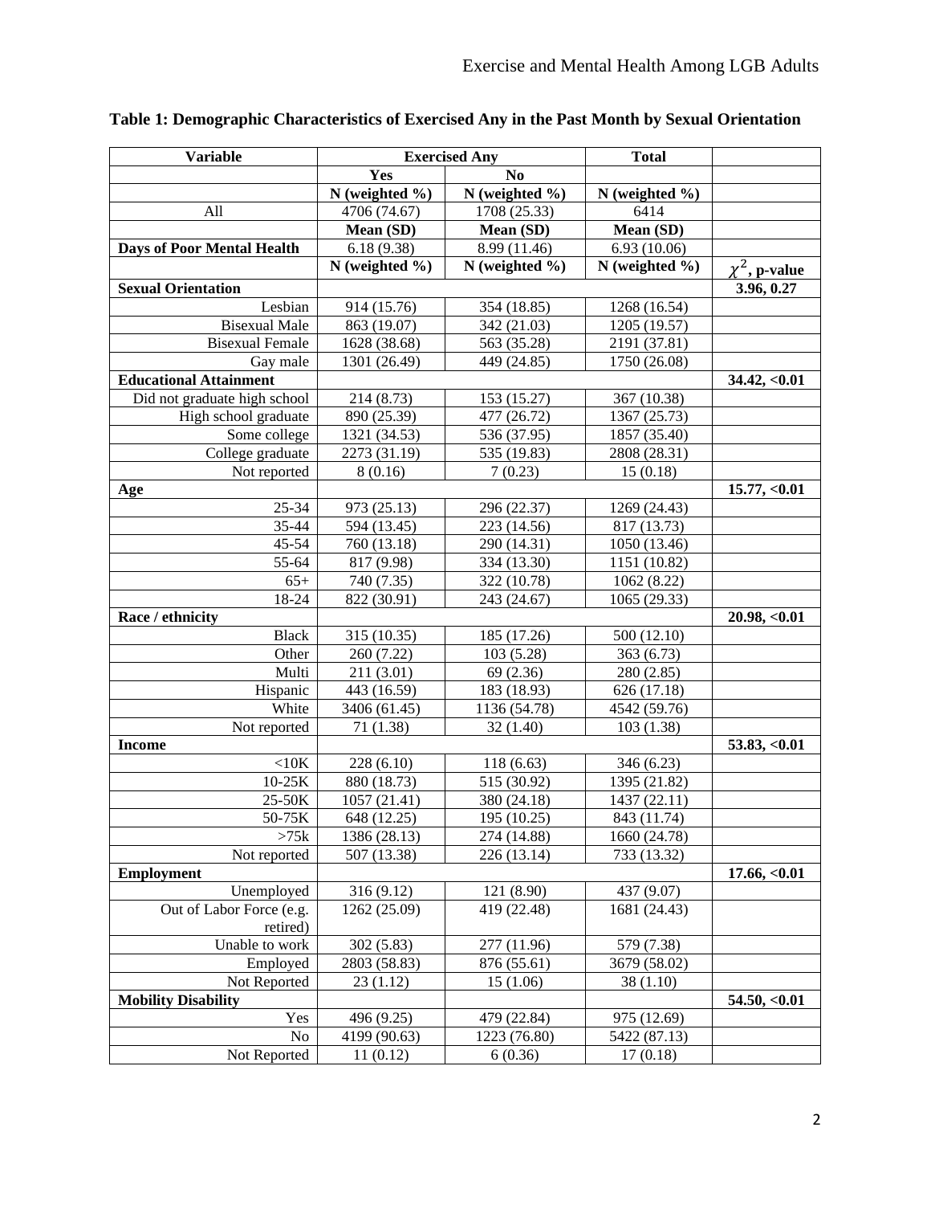**Table 1: Demographic Characteristics of Exercised Any in the Past Month by Sexual Orientation**

| Variable | Exercised Any | | Total | |
|---|---|---|---|---|
| | Yes | No | | |
| | N (weighted %) | N (weighted %) | N (weighted %) | |
| All | 4706 (74.67) | 1708 (25.33) | 6414 | |
| | Mean (SD) | Mean (SD) | Mean (SD) | |
| **Days of Poor Mental Health** | 6.18 (9.38) | 8.99 (11.46) | 6.93 (10.06) | |
| | N (weighted %) | N (weighted %) | N (weighted %) | $\chi^2$, p-value |
| **Sexual Orientation** | | | | **3.96, 0.27** |
| Lesbian | 914 (15.76) | 354 (18.85) | 1268 (16.54) | |
| Bisexual Male | 863 (19.07) | 342 (21.03) | 1205 (19.57) | |
| Bisexual Female | 1628 (38.68) | 563 (35.28) | 2191 (37.81) | |
| Gay male | 1301 (26.49) | 449 (24.85) | 1750 (26.08) | |
| **Educational Attainment** | | | | **34.42, <0.01** |
| Did not graduate high school | 214 (8.73) | 153 (15.27) | 367 (10.38) | |
| High school graduate | 890 (25.39) | 477 (26.72) | 1367 (25.73) | |
| Some college | 1321 (34.53) | 536 (37.95) | 1857 (35.40) | |
| College graduate | 2273 (31.19) | 535 (19.83) | 2808 (28.31) | |
| Not reported | 8 (0.16) | 7 (0.23) | 15 (0.18) | |
| **Age** | | | | **15.77, <0.01** |
| 25-34 | 973 (25.13) | 296 (22.37) | 1269 (24.43) | |
| 35-44 | 594 (13.45) | 223 (14.56) | 817 (13.73) | |
| 45-54 | 760 (13.18) | 290 (14.31) | 1050 (13.46) | |
| 55-64 | 817 (9.98) | 334 (13.30) | 1151 (10.82) | |
| 65+ | 740 (7.35) | 322 (10.78) | 1062 (8.22) | |
| 18-24 | 822 (30.91) | 243 (24.67) | 1065 (29.33) | |
| **Race / ethnicity** | | | | **20.98, <0.01** |
| Black | 315 (10.35) | 185 (17.26) | 500 (12.10) | |
| Other | 260 (7.22) | 103 (5.28) | 363 (6.73) | |
| Multi | 211 (3.01) | 69 (2.36) | 280 (2.85) | |
| Hispanic | 443 (16.59) | 183 (18.93) | 626 (17.18) | |
| White | 3406 (61.45) | 1136 (54.78) | 4542 (59.76) | |
| Not reported | 71 (1.38) | 32 (1.40) | 103 (1.38) | |
| **Income** | | | | **53.83, <0.01** |
| <10K | 228 (6.10) | 118 (6.63) | 346 (6.23) | |
| 10-25K | 880 (18.73) | 515 (30.92) | 1395 (21.82) | |
| 25-50K | 1057 (21.41) | 380 (24.18) | 1437 (22.11) | |
| 50-75K | 648 (12.25) | 195 (10.25) | 843 (11.74) | |
| >75k | 1386 (28.13) | 274 (14.88) | 1660 (24.78) | |
| Not reported | 507 (13.38) | 226 (13.14) | 733 (13.32) | |
| **Employment** | | | | **17.66, <0.01** |
| Unemployed | 316 (9.12) | 121 (8.90) | 437 (9.07) | |
| Out of Labor Force (e.g. retired) | 1262 (25.09) | 419 (22.48) | 1681 (24.43) | |
| Unable to work | 302 (5.83) | 277 (11.96) | 579 (7.38) | |
| Employed | 2803 (58.83) | 876 (55.61) | 3679 (58.02) | |
| Not Reported | 23 (1.12) | 15 (1.06) | 38 (1.10) | |
| **Mobility Disability** | | | | **54.50, <0.01** |
| Yes | 496 (9.25) | 479 (22.84) | 975 (12.69) | |
| No | 4199 (90.63) | 1223 (76.80) | 5422 (87.13) | |
| Not Reported | 11 (0.12) | 6 (0.36) | 17 (0.18) | |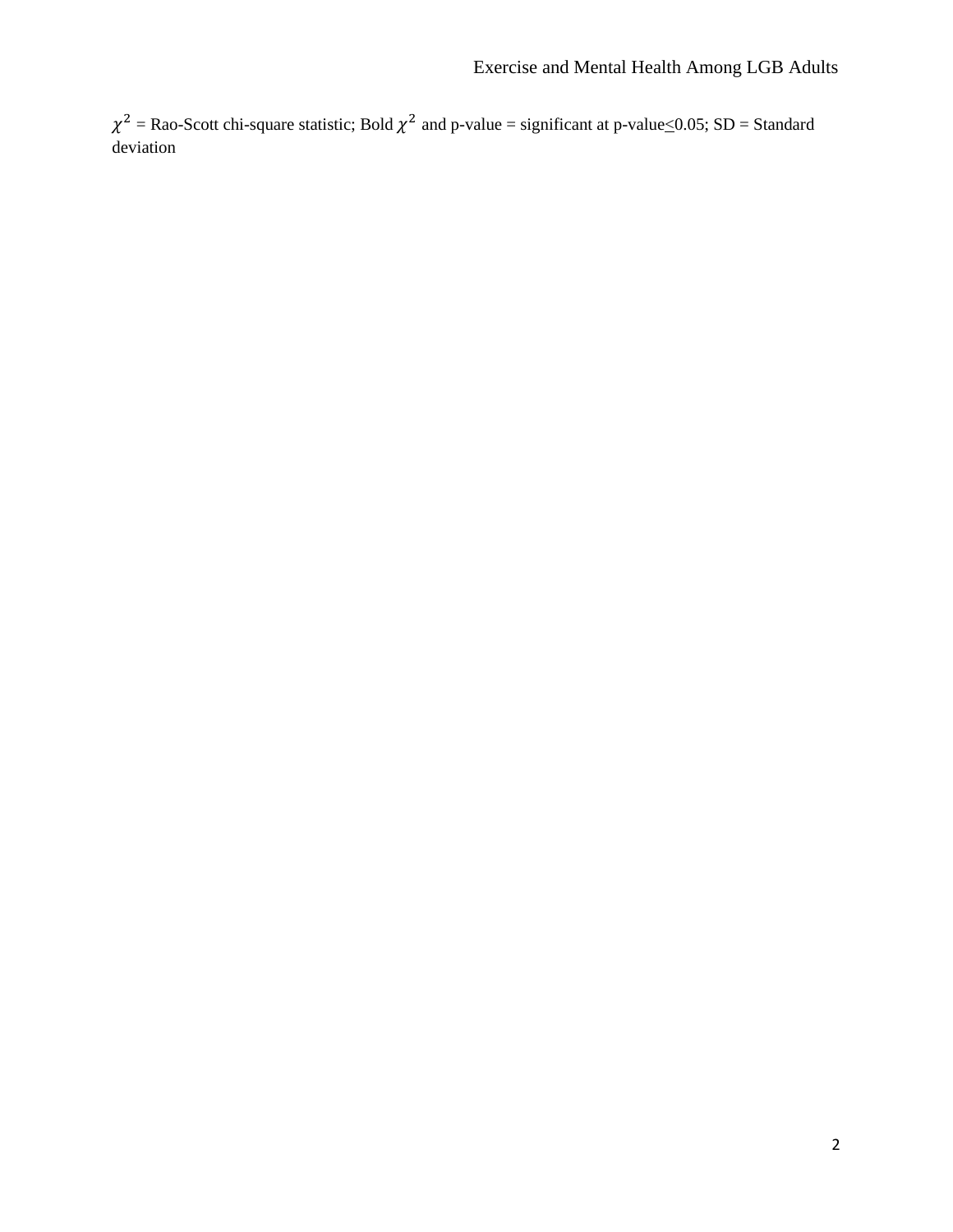$\chi^2$ = Rao-Scott chi-square statistic; Bold $\chi^2$ and p-value = significant at p-value$\leq$0.05; SD = Standard deviation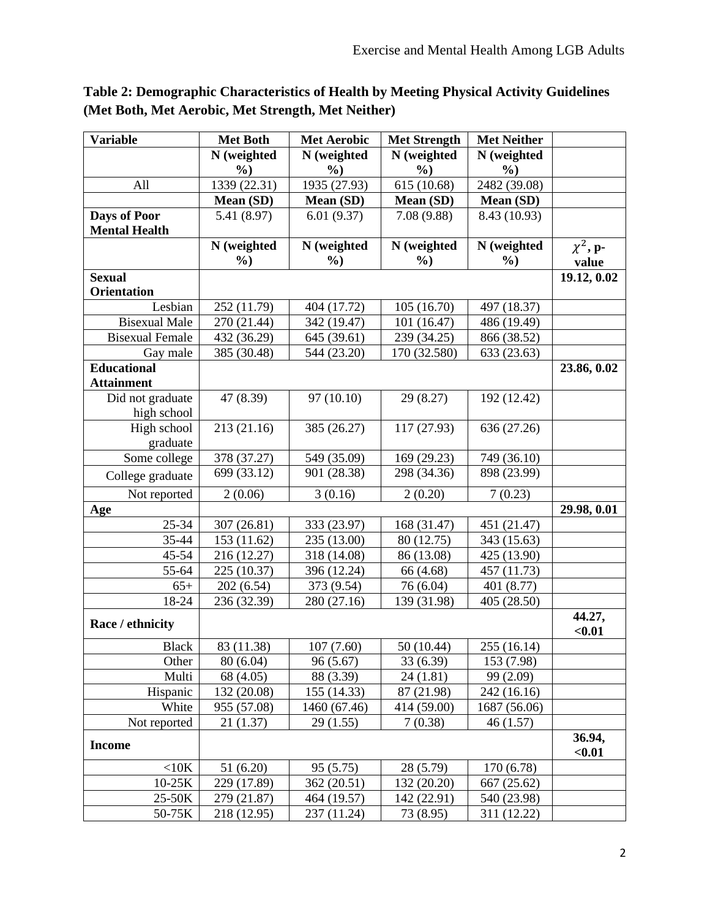**Table 2: Demographic Characteristics of Health by Meeting Physical Activity Guidelines (Met Both, Met Aerobic, Met Strength, Met Neither)**

| Variable | Met Both | Met Aerobic | Met Strength | Met Neither | |
|---|---|---|---|---|---|
| | N (weighted %) | N (weighted %) | N (weighted %) | N (weighted %) | |
| All | 1339 (22.31) | 1935 (27.93) | 615 (10.68) | 2482 (39.08) | |
| | **Mean (SD)** | **Mean (SD)** | **Mean (SD)** | **Mean (SD)** | |
| **Days of Poor Mental Health** | 5.41 (8.97) | 6.01 (9.37) | 7.08 (9.88) | 8.43 (10.93) | |
| | **N (weighted %)** | **N (weighted %)** | **N (weighted %)** | **N (weighted %)** | **$\chi^2$, p-value** |
| **Sexual Orientation** | | | | | **19.12, 0.02** |
| Lesbian | 252 (11.79) | 404 (17.72) | 105 (16.70) | 497 (18.37) | |
| Bisexual Male | 270 (21.44) | 342 (19.47) | 101 (16.47) | 486 (19.49) | |
| Bisexual Female | 432 (36.29) | 645 (39.61) | 239 (34.25) | 866 (38.52) | |
| Gay male | 385 (30.48) | 544 (23.20) | 170 (32.580) | 633 (23.63) | |
| **Educational Attainment** | | | | | **23.86, 0.02** |
| Did not graduate high school | 47 (8.39) | 97 (10.10) | 29 (8.27) | 192 (12.42) | |
| High school graduate | 213 (21.16) | 385 (26.27) | 117 (27.93) | 636 (27.26) | |
| Some college | 378 (37.27) | 549 (35.09) | 169 (29.23) | 749 (36.10) | |
| College graduate | 699 (33.12) | 901 (28.38) | 298 (34.36) | 898 (23.99) | |
| Not reported | 2 (0.06) | 3 (0.16) | 2 (0.20) | 7 (0.23) | |
| **Age** | | | | | **29.98, 0.01** |
| 25-34 | 307 (26.81) | 333 (23.97) | 168 (31.47) | 451 (21.47) | |
| 35-44 | 153 (11.62) | 235 (13.00) | 80 (12.75) | 343 (15.63) | |
| 45-54 | 216 (12.27) | 318 (14.08) | 86 (13.08) | 425 (13.90) | |
| 55-64 | 225 (10.37) | 396 (12.24) | 66 (4.68) | 457 (11.73) | |
| 65+ | 202 (6.54) | 373 (9.54) | 76 (6.04) | 401 (8.77) | |
| 18-24 | 236 (32.39) | 280 (27.16) | 139 (31.98) | 405 (28.50) | |
| **Race / ethnicity** | | | | | **44.27, <0.01** |
| Black | 83 (11.38) | 107 (7.60) | 50 (10.44) | 255 (16.14) | |
| Other | 80 (6.04) | 96 (5.67) | 33 (6.39) | 153 (7.98) | |
| Multi | 68 (4.05) | 88 (3.39) | 24 (1.81) | 99 (2.09) | |
| Hispanic | 132 (20.08) | 155 (14.33) | 87 (21.98) | 242 (16.16) | |
| White | 955 (57.08) | 1460 (67.46) | 414 (59.00) | 1687 (56.06) | |
| Not reported | 21 (1.37) | 29 (1.55) | 7 (0.38) | 46 (1.57) | |
| **Income** | | | | | **36.94, <0.01** |
| <10K | 51 (6.20) | 95 (5.75) | 28 (5.79) | 170 (6.78) | |
| 10-25K | 229 (17.89) | 362 (20.51) | 132 (20.20) | 667 (25.62) | |
| 25-50K | 279 (21.87) | 464 (19.57) | 142 (22.91) | 540 (23.98) | |
| 50-75K | 218 (12.95) | 237 (11.24) | 73 (8.95) | 311 (12.22) | |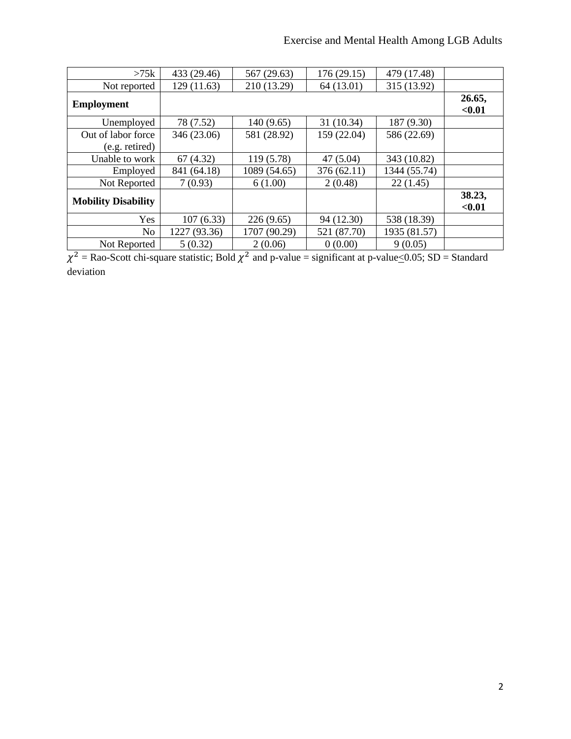| | | | | | |
|---|---|---|---|---|---|
| >75k | 433 (29.46) | 567 (29.63) | 176 (29.15) | 479 (17.48) | |
| Not reported | 129 (11.63) | 210 (13.29) | 64 (13.01) | 315 (13.92) | |
| **Employment** | | | | | **26.65, <0.01** |
| Unemployed | 78 (7.52) | 140 (9.65) | 31 (10.34) | 187 (9.30) | |
| Out of labor force (e.g. retired) | 346 (23.06) | 581 (28.92) | 159 (22.04) | 586 (22.69) | |
| Unable to work | 67 (4.32) | 119 (5.78) | 47 (5.04) | 343 (10.82) | |
| Employed | 841 (64.18) | 1089 (54.65) | 376 (62.11) | 1344 (55.74) | |
| Not Reported | 7 (0.93) | 6 (1.00) | 2 (0.48) | 22 (1.45) | |
| **Mobility Disability** | | | | | **38.23, <0.01** |
| Yes | 107 (6.33) | 226 (9.65) | 94 (12.30) | 538 (18.39) | |
| No | 1227 (93.36) | 1707 (90.29) | 521 (87.70) | 1935 (81.57) | |
| Not Reported | 5 (0.32) | 2 (0.06) | 0 (0.00) | 9 (0.05) | |

$\chi^2$ = Rao-Scott chi-square statistic; Bold $\chi^2$ and p-value = significant at p-value$\leq$0.05; SD = Standard deviation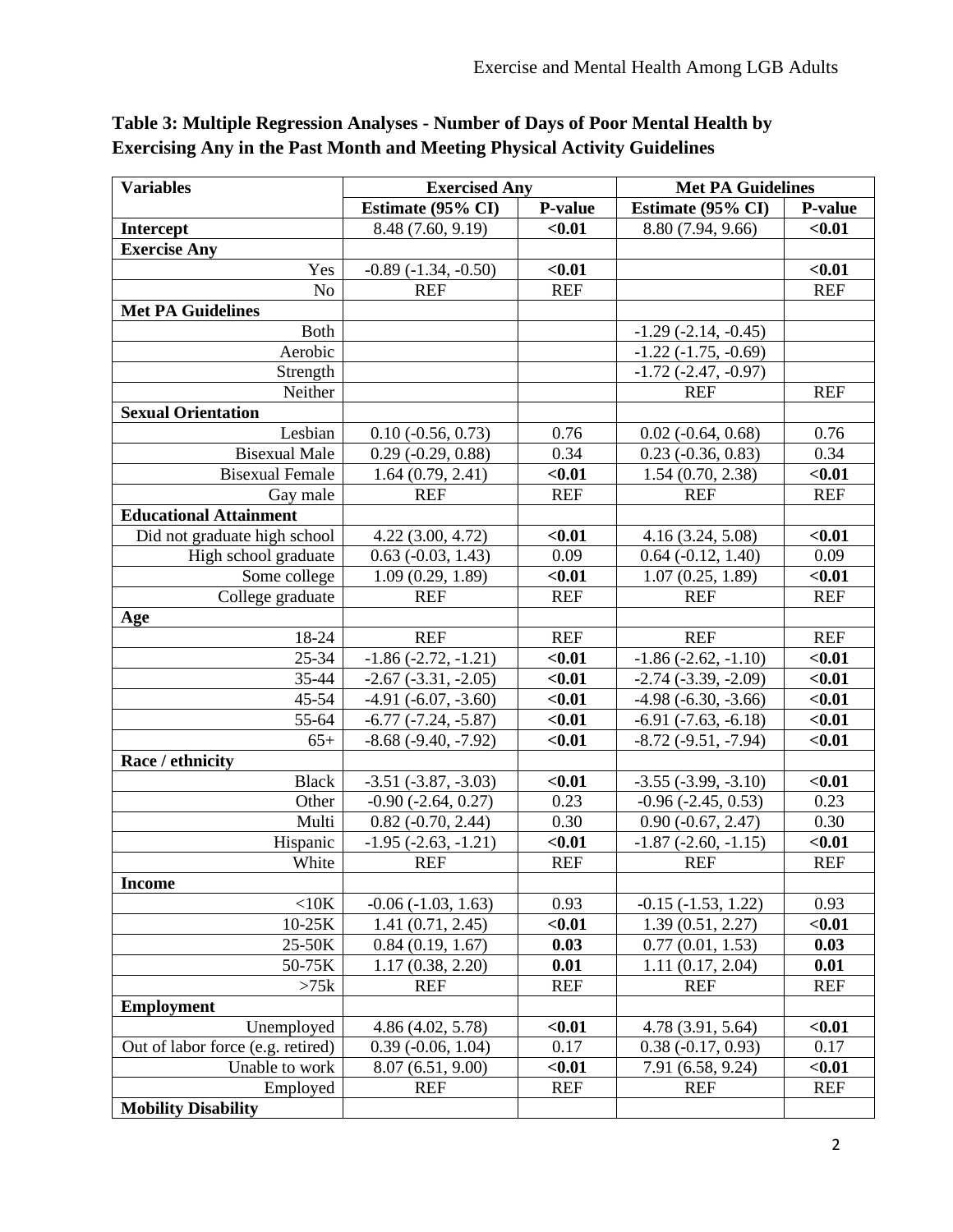**Table 3: Multiple Regression Analyses - Number of Days of Poor Mental Health by Exercising Any in the Past Month and Meeting Physical Activity Guidelines**

| Variables | Exercised Any | | Met PA Guidelines | |
|---|---|---|---|---|
| | Estimate (95% CI) | P-value | Estimate (95% CI) | P-value |
| **Intercept** | 8.48 (7.60, 9.19) | **<0.01** | 8.80 (7.94, 9.66) | **<0.01** |
| **Exercise Any** | | | | |
| Yes | -0.89 (-1.34, -0.50) | **<0.01** | | **<0.01** |
| No | REF | REF | | REF |
| **Met PA Guidelines** | | | | |
| Both | | | -1.29 (-2.14, -0.45) | |
| Aerobic | | | -1.22 (-1.75, -0.69) | |
| Strength | | | -1.72 (-2.47, -0.97) | |
| Neither | | | REF | REF |
| **Sexual Orientation** | | | | |
| Lesbian | 0.10 (-0.56, 0.73) | 0.76 | 0.02 (-0.64, 0.68) | 0.76 |
| Bisexual Male | 0.29 (-0.29, 0.88) | 0.34 | 0.23 (-0.36, 0.83) | 0.34 |
| Bisexual Female | 1.64 (0.79, 2.41) | **<0.01** | 1.54 (0.70, 2.38) | **<0.01** |
| Gay male | REF | REF | REF | REF |
| **Educational Attainment** | | | | |
| Did not graduate high school | 4.22 (3.00, 4.72) | **<0.01** | 4.16 (3.24, 5.08) | **<0.01** |
| High school graduate | 0.63 (-0.03, 1.43) | 0.09 | 0.64 (-0.12, 1.40) | 0.09 |
| Some college | 1.09 (0.29, 1.89) | **<0.01** | 1.07 (0.25, 1.89) | **<0.01** |
| College graduate | REF | REF | REF | REF |
| **Age** | | | | |
| 18-24 | REF | REF | REF | REF |
| 25-34 | -1.86 (-2.72, -1.21) | **<0.01** | -1.86 (-2.62, -1.10) | **<0.01** |
| 35-44 | -2.67 (-3.31, -2.05) | **<0.01** | -2.74 (-3.39, -2.09) | **<0.01** |
| 45-54 | -4.91 (-6.07, -3.60) | **<0.01** | -4.98 (-6.30, -3.66) | **<0.01** |
| 55-64 | -6.77 (-7.24, -5.87) | **<0.01** | -6.91 (-7.63, -6.18) | **<0.01** |
| 65+ | -8.68 (-9.40, -7.92) | **<0.01** | -8.72 (-9.51, -7.94) | **<0.01** |
| **Race / ethnicity** | | | | |
| Black | -3.51 (-3.87, -3.03) | **<0.01** | -3.55 (-3.99, -3.10) | **<0.01** |
| Other | -0.90 (-2.64, 0.27) | 0.23 | -0.96 (-2.45, 0.53) | 0.23 |
| Multi | 0.82 (-0.70, 2.44) | 0.30 | 0.90 (-0.67, 2.47) | 0.30 |
| Hispanic | -1.95 (-2.63, -1.21) | **<0.01** | -1.87 (-2.60, -1.15) | **<0.01** |
| White | REF | REF | REF | REF |
| **Income** | | | | |
| <10K | -0.06 (-1.03, 1.63) | 0.93 | -0.15 (-1.53, 1.22) | 0.93 |
| 10-25K | 1.41 (0.71, 2.45) | **<0.01** | 1.39 (0.51, 2.27) | **<0.01** |
| 25-50K | 0.84 (0.19, 1.67) | **0.03** | 0.77 (0.01, 1.53) | **0.03** |
| 50-75K | 1.17 (0.38, 2.20) | **0.01** | 1.11 (0.17, 2.04) | **0.01** |
| >75k | REF | REF | REF | REF |
| **Employment** | | | | |
| Unemployed | 4.86 (4.02, 5.78) | **<0.01** | 4.78 (3.91, 5.64) | **<0.01** |
| Out of labor force (e.g. retired) | 0.39 (-0.06, 1.04) | 0.17 | 0.38 (-0.17, 0.93) | 0.17 |
| Unable to work | 8.07 (6.51, 9.00) | **<0.01** | 7.91 (6.58, 9.24) | **<0.01** |
| Employed | REF | REF | REF | REF |
| **Mobility Disability** | | | | |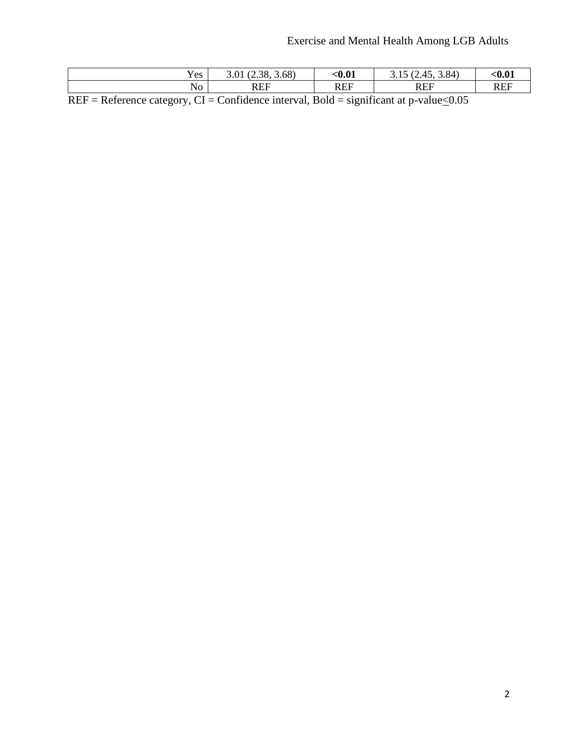| | | | | |
|---|---|---|---|---|
| Yes | 3.01 (2.38, 3.68) | **<0.01** | 3.15 (2.45, 3.84) | **<0.01** |
| No | REF | REF | REF | REF |

REF = Reference category, CI = Confidence interval, Bold = significant at p-value≤0.05